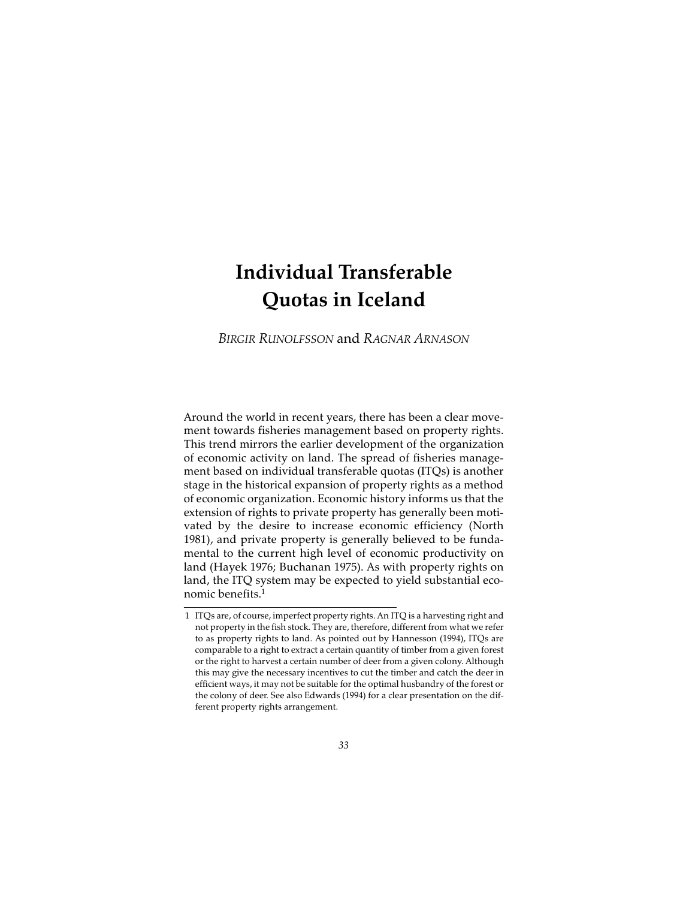# Individual Transferable Quotas in Iceland

*BIRGIR RUNOLFSSON* and *RAGNAR ARNASON*

Around the world in recent years, there has been a clear movement towards fisheries management based on property rights. This trend mirrors the earlier development of the organization of economic activity on land. The spread of fisheries management based on individual transferable quotas (ITQs) is another stage in the historical expansion of property rights as a method of economic organization. Economic history informs us that the extension of rights to private property has generally been motivated by the desire to increase economic efficiency (North 1981), and private property is generally believed to be fundamental to the current high level of economic productivity on land (Hayek 1976; Buchanan 1975). As with property rights on land, the ITQ system may be expected to yield substantial economic benefits.[1]

---

1 ITQs are, of course, imperfect property rights. An ITQ is a harvesting right and not property in the fish stock. They are, therefore, different from what we refer to as property rights to land. As pointed out by Hannesson (1994), ITQs are comparable to a right to extract a certain quantity of timber from a given forest or the right to harvest a certain number of deer from a given colony. Although this may give the necessary incentives to cut the timber and catch the deer in efficient ways, it may not be suitable for the optimal husbandry of the forest or the colony of deer. See also Edwards (1994) for a clear presentation on the different property rights arrangement.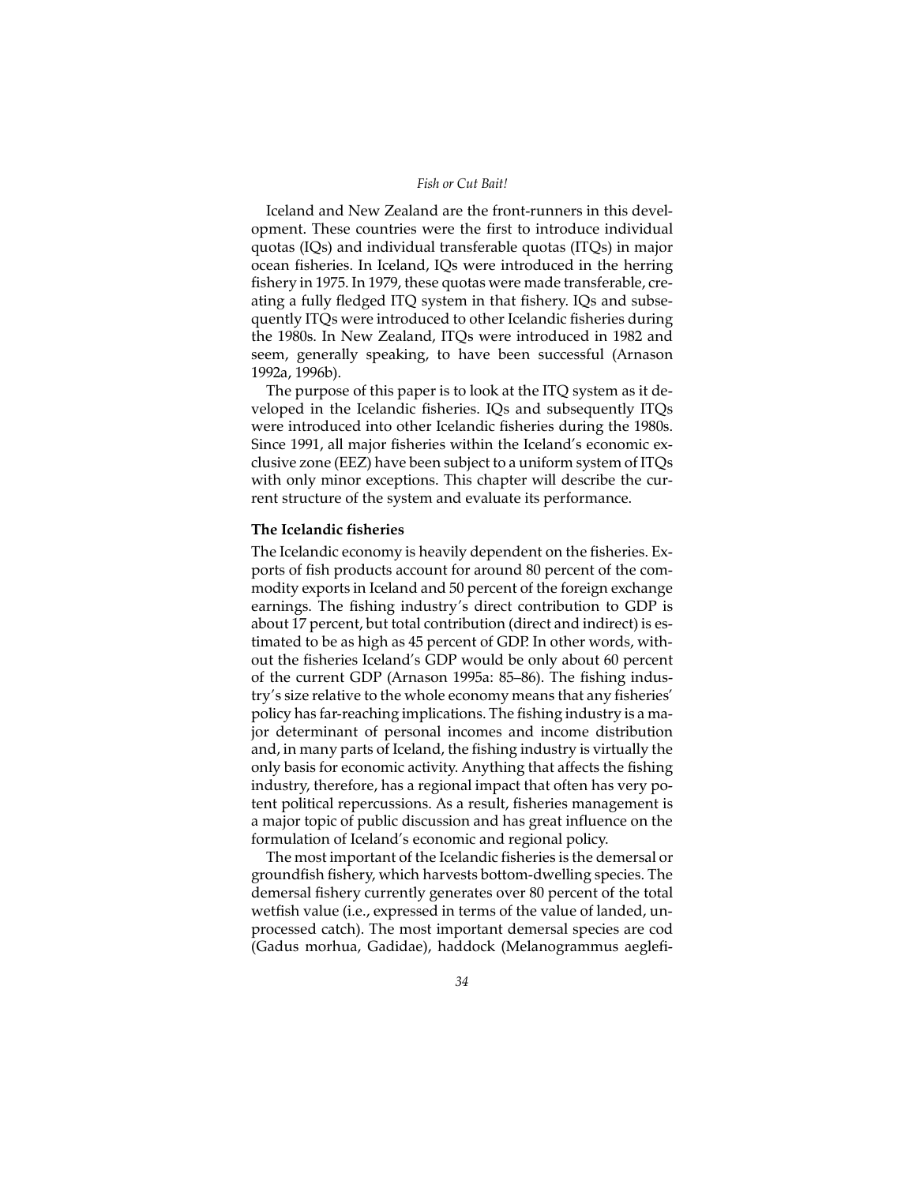Iceland and New Zealand are the front-runners in this development. These countries were the first to introduce individual quotas (IQs) and individual transferable quotas (ITQs) in major ocean fisheries. In Iceland, IQs were introduced in the herring fishery in 1975. In 1979, these quotas were made transferable, creating a fully fledged ITQ system in that fishery. IQs and subsequently ITQs were introduced to other Icelandic fisheries during the 1980s. In New Zealand, ITQs were introduced in 1982 and seem, generally speaking, to have been successful (Arnason 1992a, 1996b).

The purpose of this paper is to look at the ITQ system as it developed in the Icelandic fisheries. IQs and subsequently ITQs were introduced into other Icelandic fisheries during the 1980s. Since 1991, all major fisheries within the Iceland's economic exclusive zone (EEZ) have been subject to a uniform system of ITQs with only minor exceptions. This chapter will describe the current structure of the system and evaluate its performance.

### The Icelandic fisheries

The Icelandic economy is heavily dependent on the fisheries. Exports of fish products account for around 80 percent of the commodity exports in Iceland and 50 percent of the foreign exchange earnings. The fishing industry's direct contribution to GDP is about 17 percent, but total contribution (direct and indirect) is estimated to be as high as 45 percent of GDP. In other words, without the fisheries Iceland's GDP would be only about 60 percent of the current GDP (Arnason 1995a: 85–86). The fishing industry's size relative to the whole economy means that any fisheries' policy has far-reaching implications. The fishing industry is a major determinant of personal incomes and income distribution and, in many parts of Iceland, the fishing industry is virtually the only basis for economic activity. Anything that affects the fishing industry, therefore, has a regional impact that often has very potent political repercussions. As a result, fisheries management is a major topic of public discussion and has great influence on the formulation of Iceland's economic and regional policy.

The most important of the Icelandic fisheries is the demersal or groundfish fishery, which harvests bottom-dwelling species. The demersal fishery currently generates over 80 percent of the total wetfish value (i.e., expressed in terms of the value of landed, unprocessed catch). The most important demersal species are cod (Gadus morhua, Gadidae), haddock (Melanogrammus aeglefi-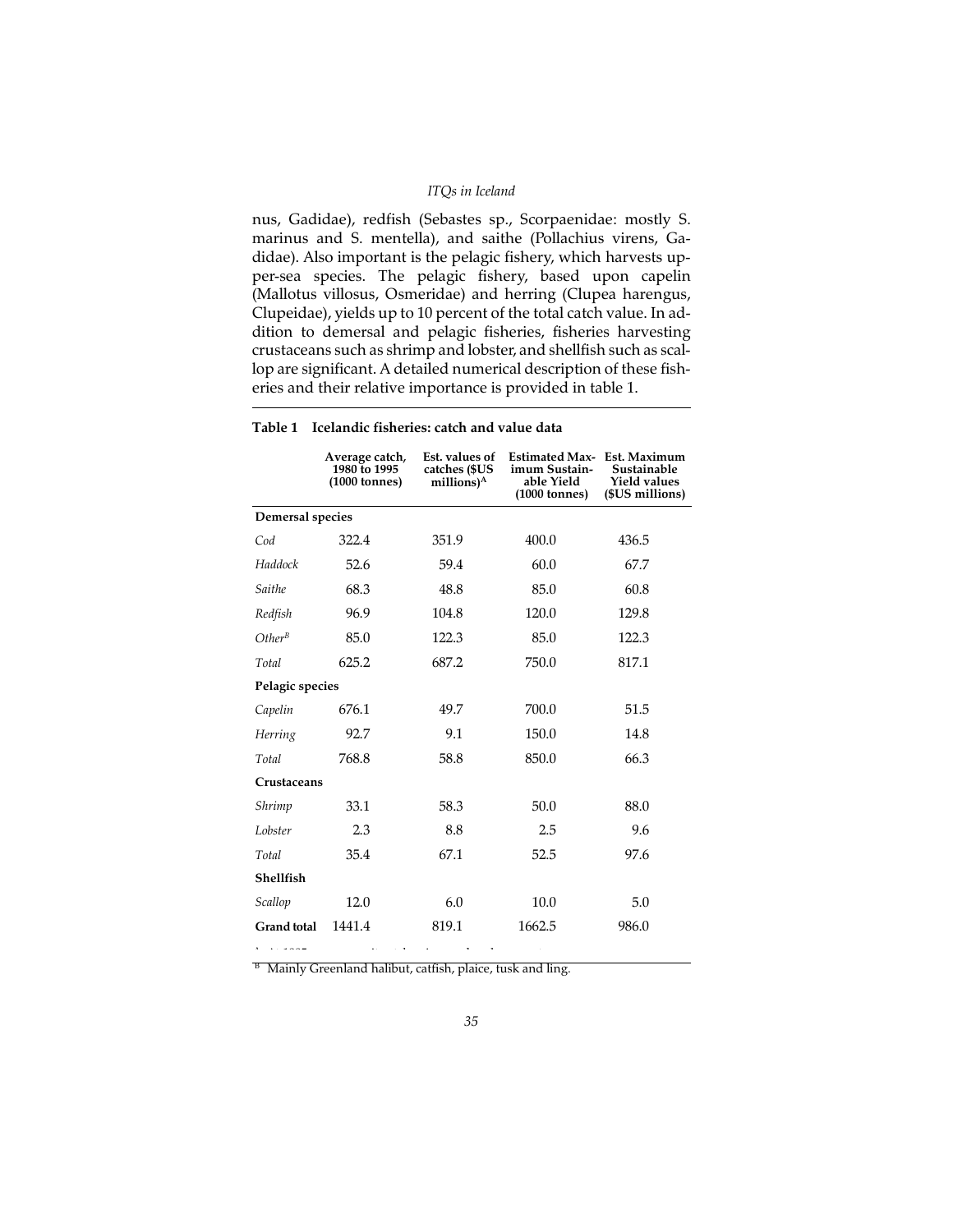nus, Gadidae), redfish (Sebastes sp., Scorpaenidae: mostly S. marinus and S. mentella), and saithe (Pollachius virens, Gadidae). Also important is the pelagic fishery, which harvests upper-sea species. The pelagic fishery, based upon capelin (Mallotus villosus, Osmeridae) and herring (Clupea harengus, Clupeidae), yields up to 10 percent of the total catch value. In addition to demersal and pelagic fisheries, fisheries harvesting crustaceans such as shrimp and lobster, and shellfish such as scallop are significant. A detailed numerical description of these fisheries and their relative importance is provided in table 1.

**Table 1 Icelandic fisheries: catch and value data**

| | Average catch, 1980 to 1995 (1000 tonnes) | Est. values of catches ($US millions)[A] | Estimated Maximum Sustainable Yield (1000 tonnes) | Est. Maximum Sustainable Yield values ($US millions) |
|---|---|---|---|---|
| **Demersal species** | | | | |
| *Cod* | 322.4 | 351.9 | 400.0 | 436.5 |
| *Haddock* | 52.6 | 59.4 | 60.0 | 67.7 |
| *Saithe* | 68.3 | 48.8 | 85.0 | 60.8 |
| *Redfish* | 96.9 | 104.8 | 120.0 | 129.8 |
| *Other*[B] | 85.0 | 122.3 | 85.0 | 122.3 |
| *Total* | 625.2 | 687.2 | 750.0 | 817.1 |
| **Pelagic species** | | | | |
| *Capelin* | 676.1 | 49.7 | 700.0 | 51.5 |
| *Herring* | 92.7 | 9.1 | 150.0 | 14.8 |
| *Total* | 768.8 | 58.8 | 850.0 | 66.3 |
| **Crustaceans** | | | | |
| *Shrimp* | 33.1 | 58.3 | 50.0 | 88.0 |
| *Lobster* | 2.3 | 8.8 | 2.5 | 9.6 |
| *Total* | 35.4 | 67.1 | 52.5 | 97.6 |
| **Shellfish** | | | | |
| *Scallop* | 12.0 | 6.0 | 10.0 | 5.0 |
| **Grand total** | 1441.4 | 819.1 | 1662.5 | 986.0 |

[B] Mainly Greenland halibut, catfish, plaice, tusk and ling.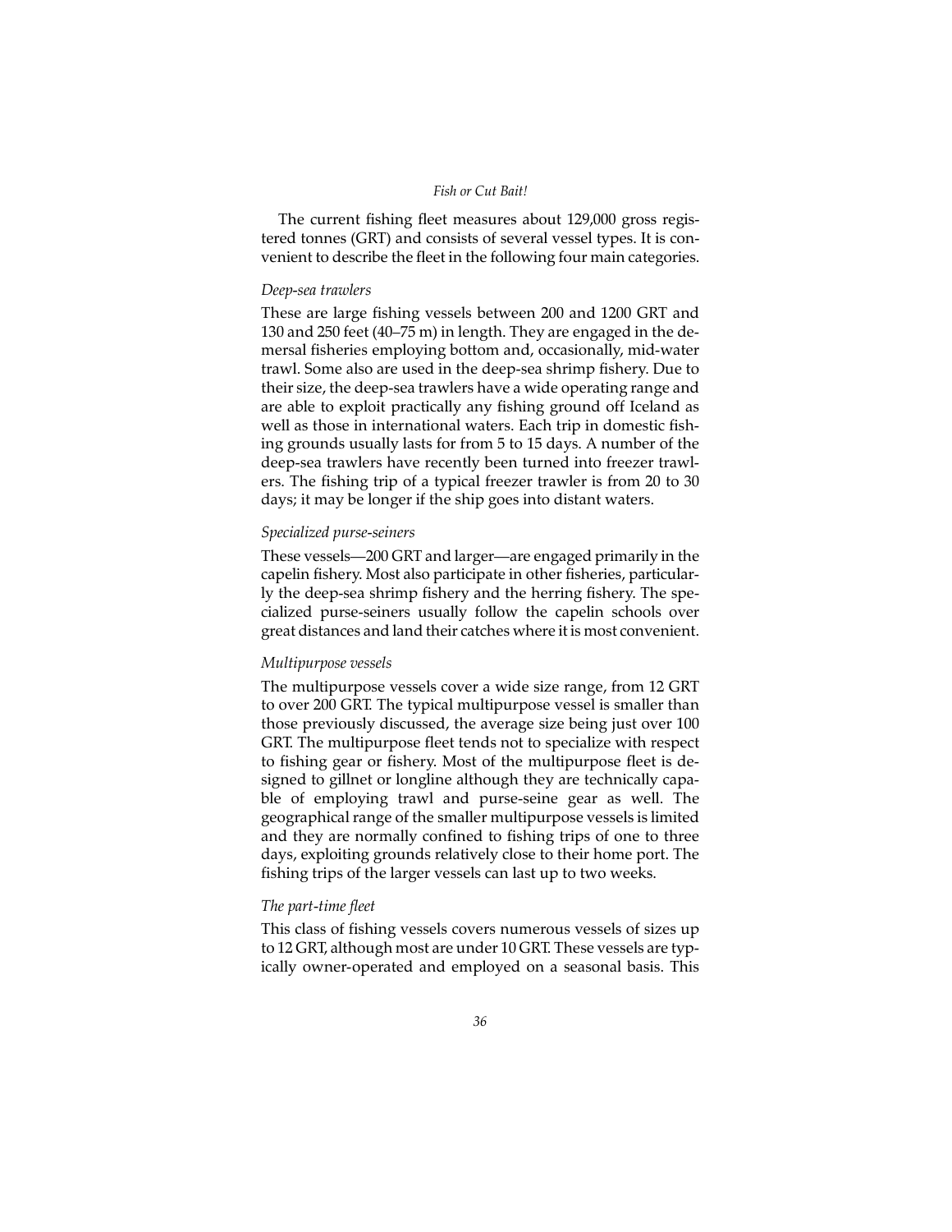The current fishing fleet measures about 129,000 gross registered tonnes (GRT) and consists of several vessel types. It is convenient to describe the fleet in the following four main categories.

*Deep-sea trawlers*

These are large fishing vessels between 200 and 1200 GRT and 130 and 250 feet (40–75 m) in length. They are engaged in the demersal fisheries employing bottom and, occasionally, mid-water trawl. Some also are used in the deep-sea shrimp fishery. Due to their size, the deep-sea trawlers have a wide operating range and are able to exploit practically any fishing ground off Iceland as well as those in international waters. Each trip in domestic fishing grounds usually lasts for from 5 to 15 days. A number of the deep-sea trawlers have recently been turned into freezer trawlers. The fishing trip of a typical freezer trawler is from 20 to 30 days; it may be longer if the ship goes into distant waters.

*Specialized purse-seiners*

These vessels—200 GRT and larger—are engaged primarily in the capelin fishery. Most also participate in other fisheries, particularly the deep-sea shrimp fishery and the herring fishery. The specialized purse-seiners usually follow the capelin schools over great distances and land their catches where it is most convenient.

*Multipurpose vessels*

The multipurpose vessels cover a wide size range, from 12 GRT to over 200 GRT. The typical multipurpose vessel is smaller than those previously discussed, the average size being just over 100 GRT. The multipurpose fleet tends not to specialize with respect to fishing gear or fishery. Most of the multipurpose fleet is designed to gillnet or longline although they are technically capable of employing trawl and purse-seine gear as well. The geographical range of the smaller multipurpose vessels is limited and they are normally confined to fishing trips of one to three days, exploiting grounds relatively close to their home port. The fishing trips of the larger vessels can last up to two weeks.

*The part-time fleet*

This class of fishing vessels covers numerous vessels of sizes up to 12 GRT, although most are under 10 GRT. These vessels are typically owner-operated and employed on a seasonal basis. This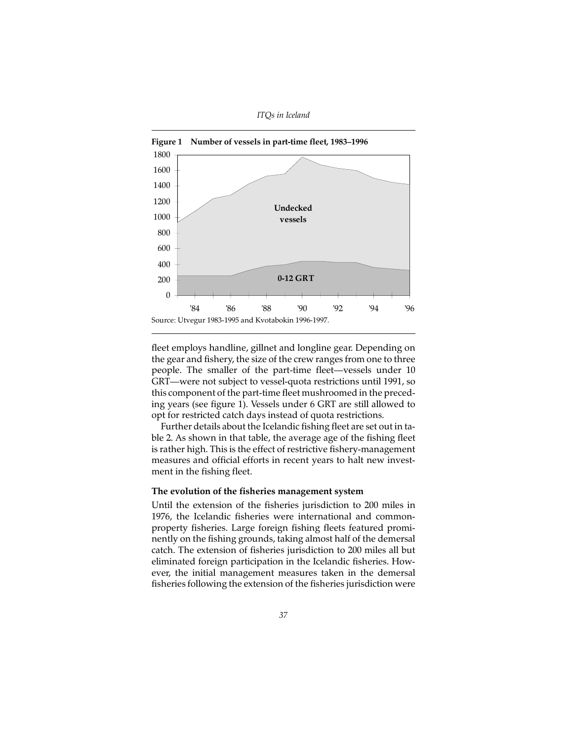**Figure 1 Number of vessels in part-time fleet, 1983–1996**

Source: Utvegur 1983-1995 and Kvotabokin 1996-1997.

fleet employs handline, gillnet and longline gear. Depending on the gear and fishery, the size of the crew ranges from one to three people. The smaller of the part-time fleet—vessels under 10 GRT—were not subject to vessel-quota restrictions until 1991, so this component of the part-time fleet mushroomed in the preceding years (see figure 1). Vessels under 6 GRT are still allowed to opt for restricted catch days instead of quota restrictions.

Further details about the Icelandic fishing fleet are set out in table 2. As shown in that table, the average age of the fishing fleet is rather high. This is the effect of restrictive fishery-management measures and official efforts in recent years to halt new investment in the fishing fleet.

### The evolution of the fisheries management system

Until the extension of the fisheries jurisdiction to 200 miles in 1976, the Icelandic fisheries were international and common-property fisheries. Large foreign fishing fleets featured prominently on the fishing grounds, taking almost half of the demersal catch. The extension of fisheries jurisdiction to 200 miles all but eliminated foreign participation in the Icelandic fisheries. However, the initial management measures taken in the demersal fisheries following the extension of the fisheries jurisdiction were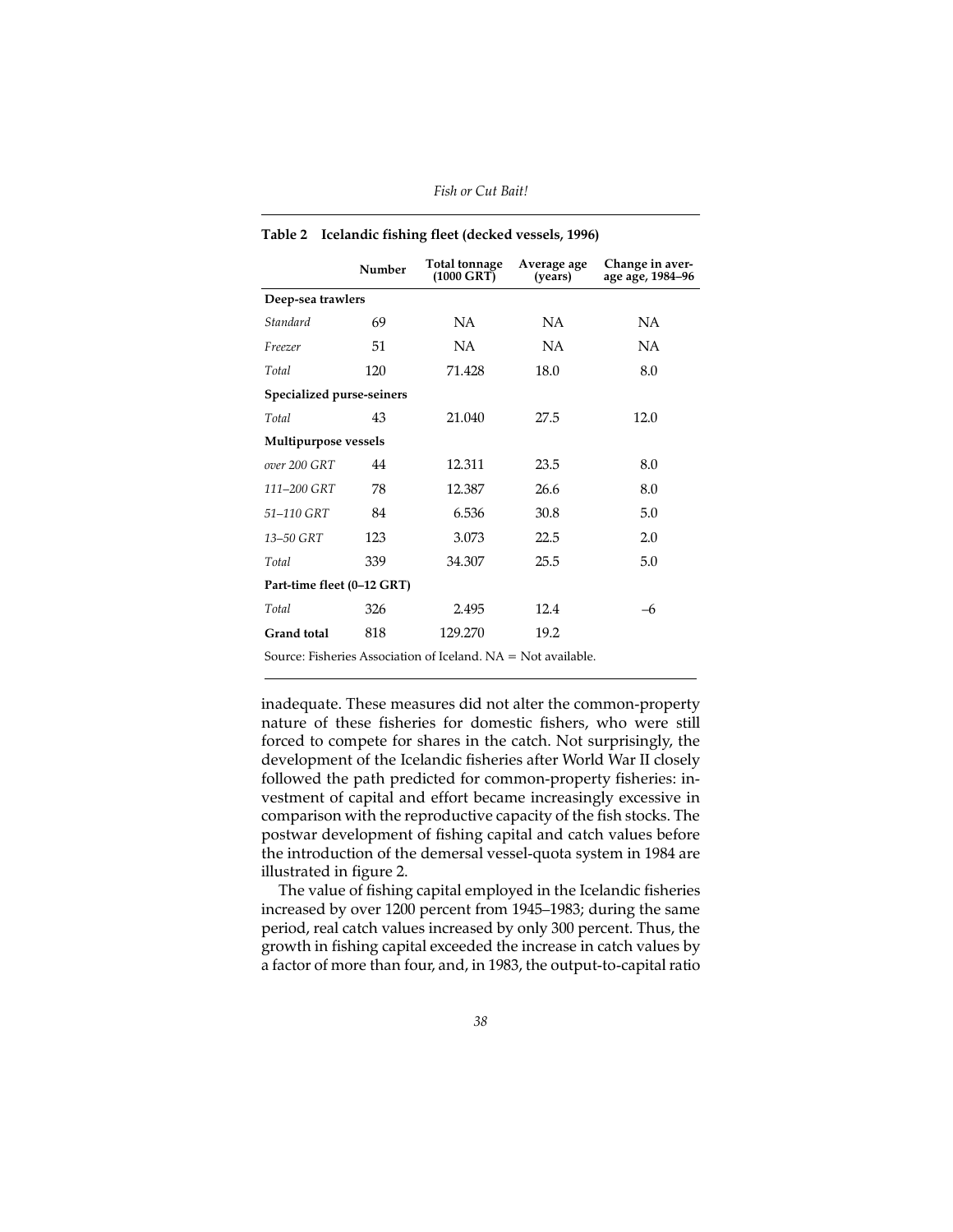**Table 2 Icelandic fishing fleet (decked vessels, 1996)**

| | Number | Total tonnage (1000 GRT) | Average age (years) | Change in average age, 1984–96 |
|---|---|---|---|---|
| **Deep-sea trawlers** | | | | |
| *Standard* | 69 | NA | NA | NA |
| *Freezer* | 51 | NA | NA | NA |
| *Total* | 120 | 71.428 | 18.0 | 8.0 |
| **Specialized purse-seiners** | | | | |
| *Total* | 43 | 21.040 | 27.5 | 12.0 |
| **Multipurpose vessels** | | | | |
| *over 200 GRT* | 44 | 12.311 | 23.5 | 8.0 |
| *111–200 GRT* | 78 | 12.387 | 26.6 | 8.0 |
| *51–110 GRT* | 84 | 6.536 | 30.8 | 5.0 |
| *13–50 GRT* | 123 | 3.073 | 22.5 | 2.0 |
| *Total* | 339 | 34.307 | 25.5 | 5.0 |
| **Part-time fleet (0–12 GRT)** | | | | |
| *Total* | 326 | 2.495 | 12.4 | –6 |
| **Grand total** | 818 | 129.270 | 19.2 | |

Source: Fisheries Association of Iceland. NA = Not available.

inadequate. These measures did not alter the common-property nature of these fisheries for domestic fishers, who were still forced to compete for shares in the catch. Not surprisingly, the development of the Icelandic fisheries after World War II closely followed the path predicted for common-property fisheries: investment of capital and effort became increasingly excessive in comparison with the reproductive capacity of the fish stocks. The postwar development of fishing capital and catch values before the introduction of the demersal vessel-quota system in 1984 are illustrated in figure 2.

The value of fishing capital employed in the Icelandic fisheries increased by over 1200 percent from 1945–1983; during the same period, real catch values increased by only 300 percent. Thus, the growth in fishing capital exceeded the increase in catch values by a factor of more than four, and, in 1983, the output-to-capital ratio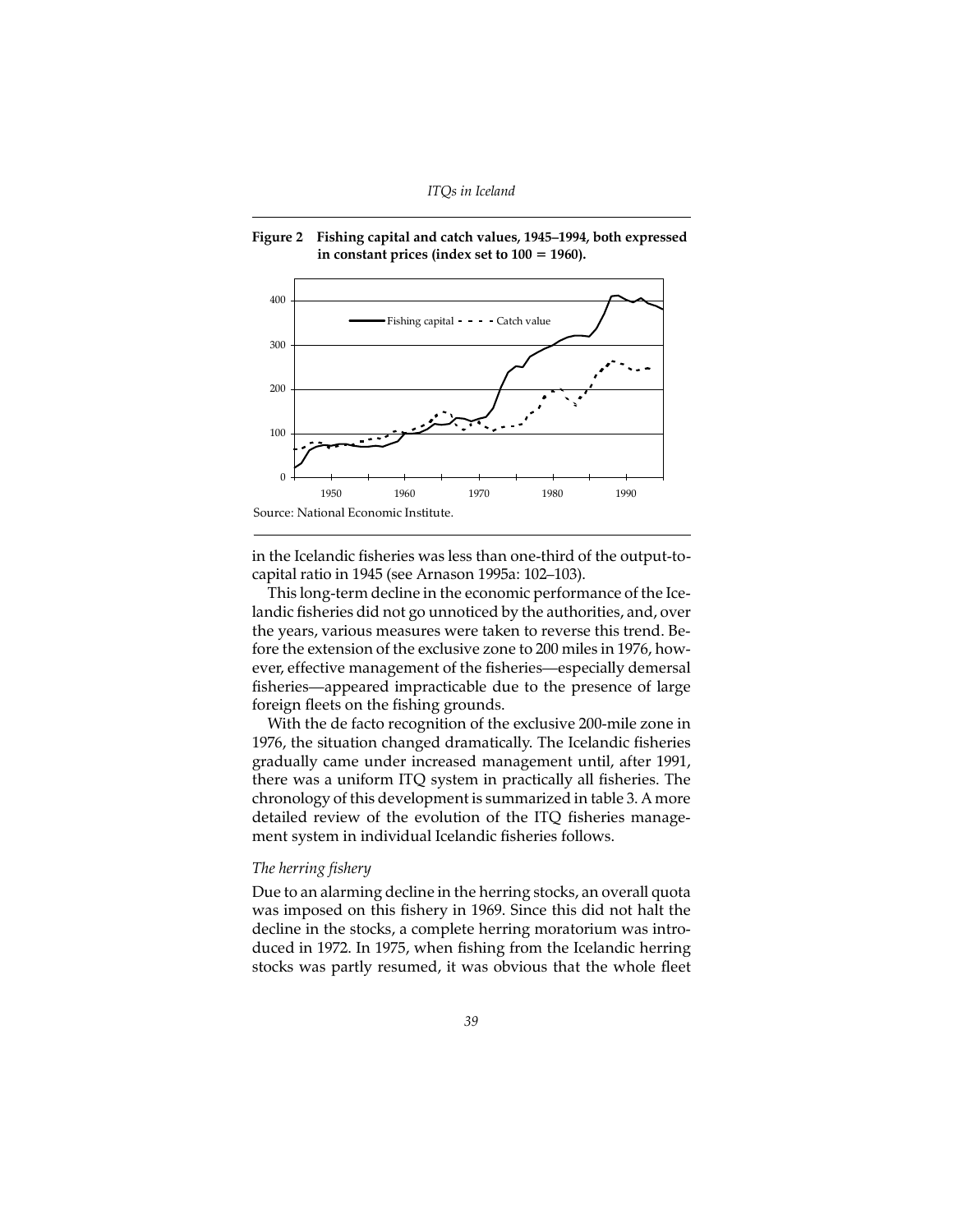**Figure 2 Fishing capital and catch values, 1945–1994, both expressed in constant prices (index set to 100 = 1960).**

Source: National Economic Institute.

in the Icelandic fisheries was less than one-third of the output-to-capital ratio in 1945 (see Arnason 1995a: 102–103).

This long-term decline in the economic performance of the Icelandic fisheries did not go unnoticed by the authorities, and, over the years, various measures were taken to reverse this trend. Before the extension of the exclusive zone to 200 miles in 1976, however, effective management of the fisheries—especially demersal fisheries—appeared impracticable due to the presence of large foreign fleets on the fishing grounds.

With the de facto recognition of the exclusive 200-mile zone in 1976, the situation changed dramatically. The Icelandic fisheries gradually came under increased management until, after 1991, there was a uniform ITQ system in practically all fisheries. The chronology of this development is summarized in table 3. A more detailed review of the evolution of the ITQ fisheries management system in individual Icelandic fisheries follows.

*The herring fishery*

Due to an alarming decline in the herring stocks, an overall quota was imposed on this fishery in 1969. Since this did not halt the decline in the stocks, a complete herring moratorium was introduced in 1972. In 1975, when fishing from the Icelandic herring stocks was partly resumed, it was obvious that the whole fleet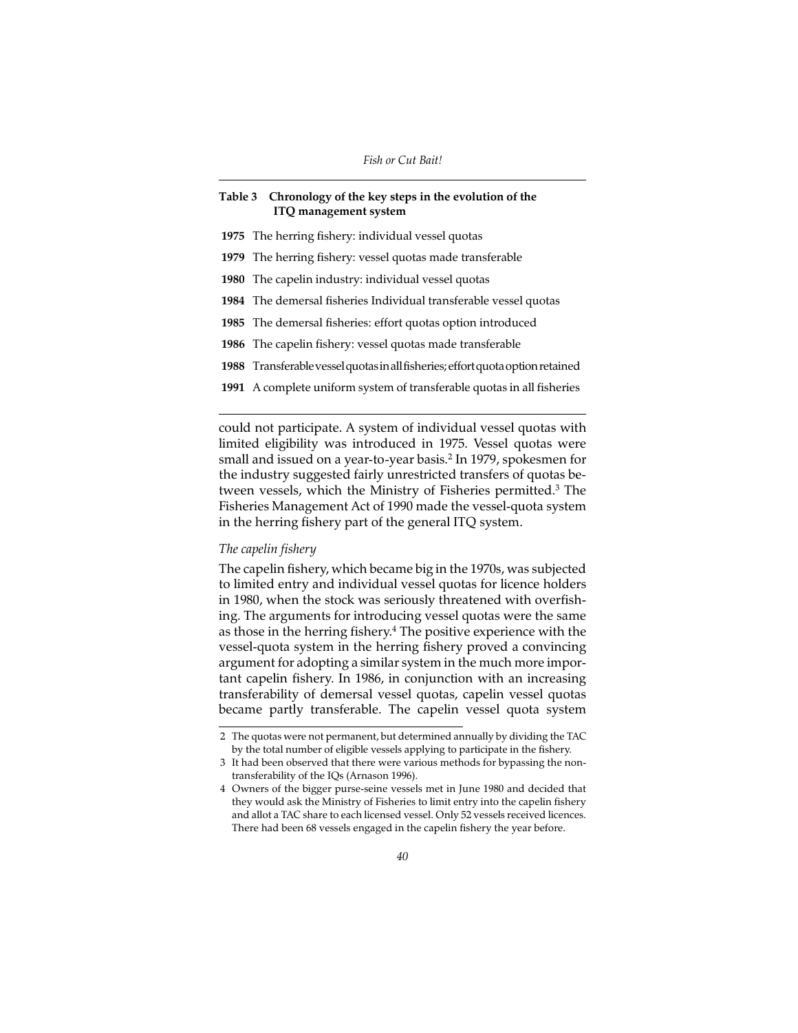**Table 3 Chronology of the key steps in the evolution of the ITQ management system**

| Year | Step |
|---|---|
| **1975** | The herring fishery: individual vessel quotas |
| **1979** | The herring fishery: vessel quotas made transferable |
| **1980** | The capelin industry: individual vessel quotas |
| **1984** | The demersal fisheries Individual transferable vessel quotas |
| **1985** | The demersal fisheries: effort quotas option introduced |
| **1986** | The capelin fishery: vessel quotas made transferable |
| **1988** | Transferable vessel quotas in all fisheries; effort quota option retained |
| **1991** | A complete uniform system of transferable quotas in all fisheries |

could not participate. A system of individual vessel quotas with limited eligibility was introduced in 1975. Vessel quotas were small and issued on a year-to-year basis.[2] In 1979, spokesmen for the industry suggested fairly unrestricted transfers of quotas between vessels, which the Ministry of Fisheries permitted.[3] The Fisheries Management Act of 1990 made the vessel-quota system in the herring fishery part of the general ITQ system.

*The capelin fishery*

The capelin fishery, which became big in the 1970s, was subjected to limited entry and individual vessel quotas for licence holders in 1980, when the stock was seriously threatened with overfishing. The arguments for introducing vessel quotas were the same as those in the herring fishery.[4] The positive experience with the vessel-quota system in the herring fishery proved a convincing argument for adopting a similar system in the much more important capelin fishery. In 1986, in conjunction with an increasing transferability of demersal vessel quotas, capelin vessel quotas became partly transferable. The capelin vessel quota system

2 The quotas were not permanent, but determined annually by dividing the TAC by the total number of eligible vessels applying to participate in the fishery.

3 It had been observed that there were various methods for bypassing the non-transferability of the IQs (Arnason 1996).

4 Owners of the bigger purse-seine vessels met in June 1980 and decided that they would ask the Ministry of Fisheries to limit entry into the capelin fishery and allot a TAC share to each licensed vessel. Only 52 vessels received licences. There had been 68 vessels engaged in the capelin fishery the year before.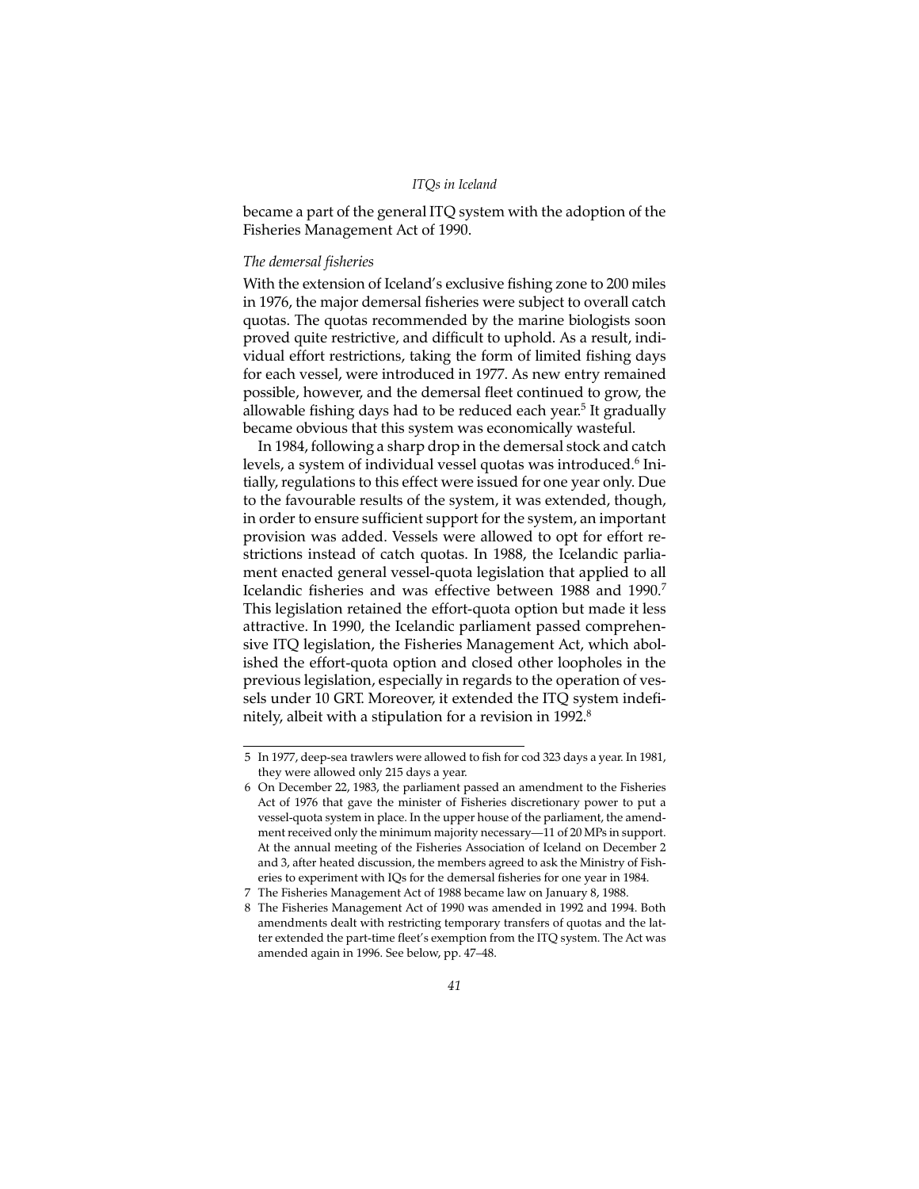became a part of the general ITQ system with the adoption of the Fisheries Management Act of 1990.

### *The demersal fisheries*

With the extension of Iceland's exclusive fishing zone to 200 miles in 1976, the major demersal fisheries were subject to overall catch quotas. The quotas recommended by the marine biologists soon proved quite restrictive, and difficult to uphold. As a result, individual effort restrictions, taking the form of limited fishing days for each vessel, were introduced in 1977. As new entry remained possible, however, and the demersal fleet continued to grow, the allowable fishing days had to be reduced each year.[5] It gradually became obvious that this system was economically wasteful.

In 1984, following a sharp drop in the demersal stock and catch levels, a system of individual vessel quotas was introduced.[6] Initially, regulations to this effect were issued for one year only. Due to the favourable results of the system, it was extended, though, in order to ensure sufficient support for the system, an important provision was added. Vessels were allowed to opt for effort restrictions instead of catch quotas. In 1988, the Icelandic parliament enacted general vessel-quota legislation that applied to all Icelandic fisheries and was effective between 1988 and 1990.[7] This legislation retained the effort-quota option but made it less attractive. In 1990, the Icelandic parliament passed comprehensive ITQ legislation, the Fisheries Management Act, which abolished the effort-quota option and closed other loopholes in the previous legislation, especially in regards to the operation of vessels under 10 GRT. Moreover, it extended the ITQ system indefinitely, albeit with a stipulation for a revision in 1992.[8]

---

5 In 1977, deep-sea trawlers were allowed to fish for cod 323 days a year. In 1981, they were allowed only 215 days a year.

6 On December 22, 1983, the parliament passed an amendment to the Fisheries Act of 1976 that gave the minister of Fisheries discretionary power to put a vessel-quota system in place. In the upper house of the parliament, the amendment received only the minimum majority necessary—11 of 20 MPs in support. At the annual meeting of the Fisheries Association of Iceland on December 2 and 3, after heated discussion, the members agreed to ask the Ministry of Fisheries to experiment with IQs for the demersal fisheries for one year in 1984.

7 The Fisheries Management Act of 1988 became law on January 8, 1988.

8 The Fisheries Management Act of 1990 was amended in 1992 and 1994. Both amendments dealt with restricting temporary transfers of quotas and the latter extended the part-time fleet's exemption from the ITQ system. The Act was amended again in 1996. See below, pp. 47–48.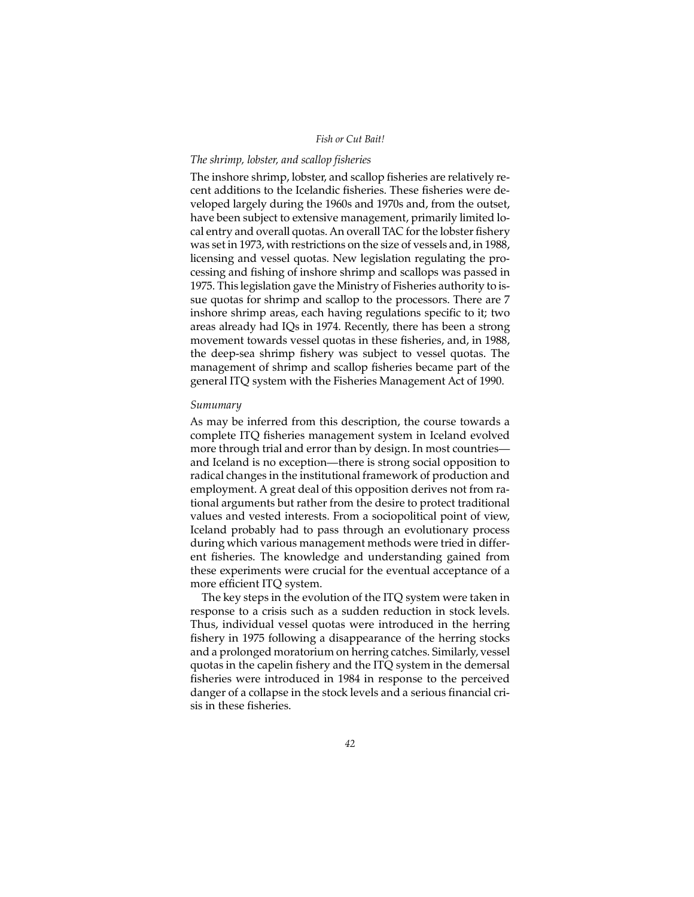### *The shrimp, lobster, and scallop fisheries*

The inshore shrimp, lobster, and scallop fisheries are relatively recent additions to the Icelandic fisheries. These fisheries were developed largely during the 1960s and 1970s and, from the outset, have been subject to extensive management, primarily limited local entry and overall quotas. An overall TAC for the lobster fishery was set in 1973, with restrictions on the size of vessels and, in 1988, licensing and vessel quotas. New legislation regulating the processing and fishing of inshore shrimp and scallops was passed in 1975. This legislation gave the Ministry of Fisheries authority to issue quotas for shrimp and scallop to the processors. There are 7 inshore shrimp areas, each having regulations specific to it; two areas already had IQs in 1974. Recently, there has been a strong movement towards vessel quotas in these fisheries, and, in 1988, the deep-sea shrimp fishery was subject to vessel quotas. The management of shrimp and scallop fisheries became part of the general ITQ system with the Fisheries Management Act of 1990.

### *Sumumary*

As may be inferred from this description, the course towards a complete ITQ fisheries management system in Iceland evolved more through trial and error than by design. In most countries—and Iceland is no exception—there is strong social opposition to radical changes in the institutional framework of production and employment. A great deal of this opposition derives not from rational arguments but rather from the desire to protect traditional values and vested interests. From a sociopolitical point of view, Iceland probably had to pass through an evolutionary process during which various management methods were tried in different fisheries. The knowledge and understanding gained from these experiments were crucial for the eventual acceptance of a more efficient ITQ system.

The key steps in the evolution of the ITQ system were taken in response to a crisis such as a sudden reduction in stock levels. Thus, individual vessel quotas were introduced in the herring fishery in 1975 following a disappearance of the herring stocks and a prolonged moratorium on herring catches. Similarly, vessel quotas in the capelin fishery and the ITQ system in the demersal fisheries were introduced in 1984 in response to the perceived danger of a collapse in the stock levels and a serious financial crisis in these fisheries.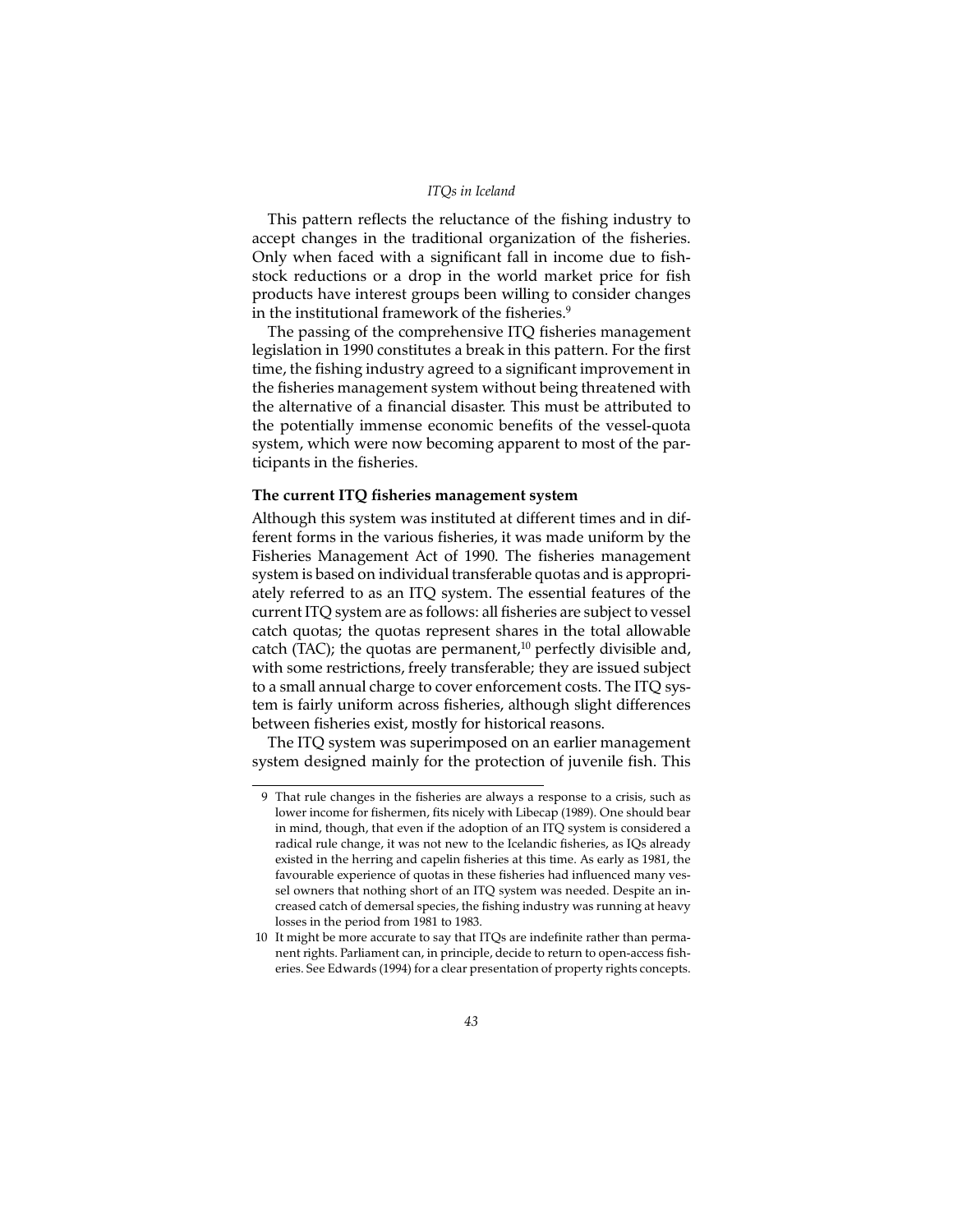This pattern reflects the reluctance of the fishing industry to accept changes in the traditional organization of the fisheries. Only when faced with a significant fall in income due to fish-stock reductions or a drop in the world market price for fish products have interest groups been willing to consider changes in the institutional framework of the fisheries.[9]

The passing of the comprehensive ITQ fisheries management legislation in 1990 constitutes a break in this pattern. For the first time, the fishing industry agreed to a significant improvement in the fisheries management system without being threatened with the alternative of a financial disaster. This must be attributed to the potentially immense economic benefits of the vessel-quota system, which were now becoming apparent to most of the participants in the fisheries.

### The current ITQ fisheries management system

Although this system was instituted at different times and in different forms in the various fisheries, it was made uniform by the Fisheries Management Act of 1990. The fisheries management system is based on individual transferable quotas and is appropriately referred to as an ITQ system. The essential features of the current ITQ system are as follows: all fisheries are subject to vessel catch quotas; the quotas represent shares in the total allowable catch (TAC); the quotas are permanent,[10] perfectly divisible and, with some restrictions, freely transferable; they are issued subject to a small annual charge to cover enforcement costs. The ITQ system is fairly uniform across fisheries, although slight differences between fisheries exist, mostly for historical reasons.

The ITQ system was superimposed on an earlier management system designed mainly for the protection of juvenile fish. This

---

9 That rule changes in the fisheries are always a response to a crisis, such as lower income for fishermen, fits nicely with Libecap (1989). One should bear in mind, though, that even if the adoption of an ITQ system is considered a radical rule change, it was not new to the Icelandic fisheries, as IQs already existed in the herring and capelin fisheries at this time. As early as 1981, the favourable experience of quotas in these fisheries had influenced many vessel owners that nothing short of an ITQ system was needed. Despite an increased catch of demersal species, the fishing industry was running at heavy losses in the period from 1981 to 1983.

10 It might be more accurate to say that ITQs are indefinite rather than permanent rights. Parliament can, in principle, decide to return to open-access fisheries. See Edwards (1994) for a clear presentation of property rights concepts.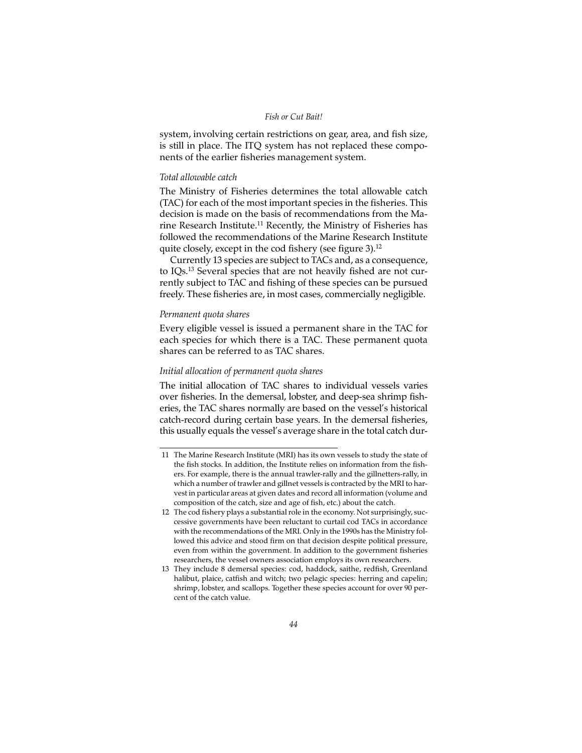system, involving certain restrictions on gear, area, and fish size, is still in place. The ITQ system has not replaced these components of the earlier fisheries management system.

*Total allowable catch*

The Ministry of Fisheries determines the total allowable catch (TAC) for each of the most important species in the fisheries. This decision is made on the basis of recommendations from the Marine Research Institute.[11] Recently, the Ministry of Fisheries has followed the recommendations of the Marine Research Institute quite closely, except in the cod fishery (see figure 3).[12]

Currently 13 species are subject to TACs and, as a consequence, to IQs.[13] Several species that are not heavily fished are not currently subject to TAC and fishing of these species can be pursued freely. These fisheries are, in most cases, commercially negligible.

*Permanent quota shares*

Every eligible vessel is issued a permanent share in the TAC for each species for which there is a TAC. These permanent quota shares can be referred to as TAC shares.

*Initial allocation of permanent quota shares*

The initial allocation of TAC shares to individual vessels varies over fisheries. In the demersal, lobster, and deep-sea shrimp fisheries, the TAC shares normally are based on the vessel's historical catch-record during certain base years. In the demersal fisheries, this usually equals the vessel's average share in the total catch dur-

---

11 The Marine Research Institute (MRI) has its own vessels to study the state of the fish stocks. In addition, the Institute relies on information from the fishers. For example, there is the annual trawler-rally and the gillnetters-rally, in which a number of trawler and gillnet vessels is contracted by the MRI to harvest in particular areas at given dates and record all information (volume and composition of the catch, size and age of fish, etc.) about the catch.

12 The cod fishery plays a substantial role in the economy. Not surprisingly, successive governments have been reluctant to curtail cod TACs in accordance with the recommendations of the MRI. Only in the 1990s has the Ministry followed this advice and stood firm on that decision despite political pressure, even from within the government. In addition to the government fisheries researchers, the vessel owners association employs its own researchers.

13 They include 8 demersal species: cod, haddock, saithe, redfish, Greenland halibut, plaice, catfish and witch; two pelagic species: herring and capelin; shrimp, lobster, and scallops. Together these species account for over 90 percent of the catch value.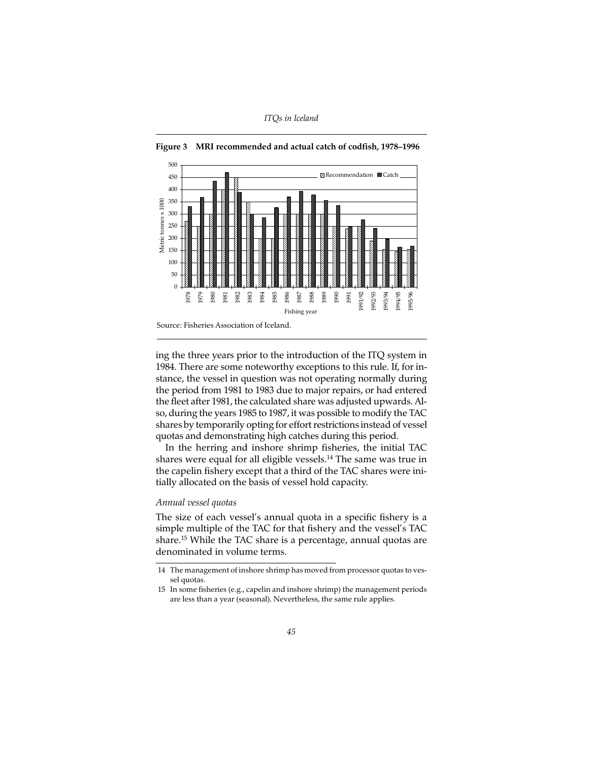**Figure 3 MRI recommended and actual catch of codfish, 1978–1996**

Source: Fisheries Association of Iceland.

ing the three years prior to the introduction of the ITQ system in 1984. There are some noteworthy exceptions to this rule. If, for instance, the vessel in question was not operating normally during the period from 1981 to 1983 due to major repairs, or had entered the fleet after 1981, the calculated share was adjusted upwards. Also, during the years 1985 to 1987, it was possible to modify the TAC shares by temporarily opting for effort restrictions instead of vessel quotas and demonstrating high catches during this period.

In the herring and inshore shrimp fisheries, the initial TAC shares were equal for all eligible vessels.[14] The same was true in the capelin fishery except that a third of the TAC shares were initially allocated on the basis of vessel hold capacity.

*Annual vessel quotas*

The size of each vessel's annual quota in a specific fishery is a simple multiple of the TAC for that fishery and the vessel's TAC share.[15] While the TAC share is a percentage, annual quotas are denominated in volume terms.

14 The management of inshore shrimp has moved from processor quotas to vessel quotas.

15 In some fisheries (e.g., capelin and inshore shrimp) the management periods are less than a year (seasonal). Nevertheless, the same rule applies.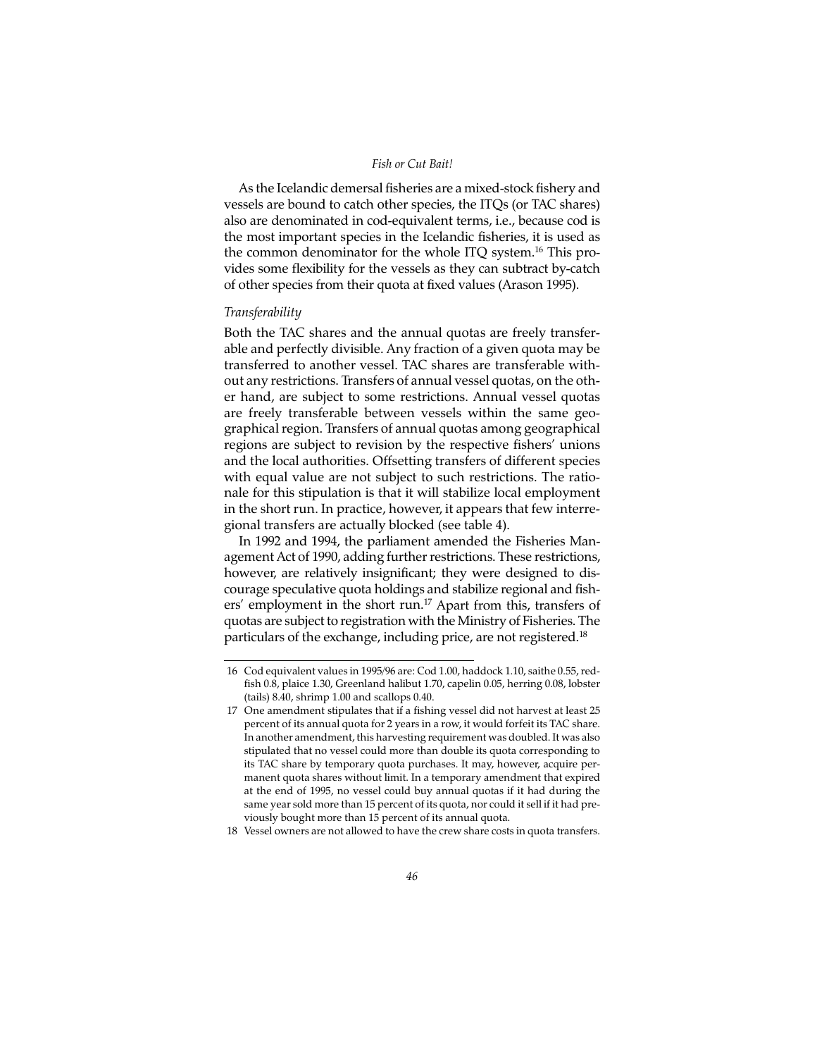As the Icelandic demersal fisheries are a mixed-stock fishery and vessels are bound to catch other species, the ITQs (or TAC shares) also are denominated in cod-equivalent terms, i.e., because cod is the most important species in the Icelandic fisheries, it is used as the common denominator for the whole ITQ system.[16] This provides some flexibility for the vessels as they can subtract by-catch of other species from their quota at fixed values (Arason 1995).

*Transferability*

Both the TAC shares and the annual quotas are freely transferable and perfectly divisible. Any fraction of a given quota may be transferred to another vessel. TAC shares are transferable without any restrictions. Transfers of annual vessel quotas, on the other hand, are subject to some restrictions. Annual vessel quotas are freely transferable between vessels within the same geographical region. Transfers of annual quotas among geographical regions are subject to revision by the respective fishers' unions and the local authorities. Offsetting transfers of different species with equal value are not subject to such restrictions. The rationale for this stipulation is that it will stabilize local employment in the short run. In practice, however, it appears that few interregional transfers are actually blocked (see table 4).

In 1992 and 1994, the parliament amended the Fisheries Management Act of 1990, adding further restrictions. These restrictions, however, are relatively insignificant; they were designed to discourage speculative quota holdings and stabilize regional and fishers' employment in the short run.[17] Apart from this, transfers of quotas are subject to registration with the Ministry of Fisheries. The particulars of the exchange, including price, are not registered.[18]

---

16 Cod equivalent values in 1995/96 are: Cod 1.00, haddock 1.10, saithe 0.55, redfish 0.8, plaice 1.30, Greenland halibut 1.70, capelin 0.05, herring 0.08, lobster (tails) 8.40, shrimp 1.00 and scallops 0.40.

17 One amendment stipulates that if a fishing vessel did not harvest at least 25 percent of its annual quota for 2 years in a row, it would forfeit its TAC share. In another amendment, this harvesting requirement was doubled. It was also stipulated that no vessel could more than double its quota corresponding to its TAC share by temporary quota purchases. It may, however, acquire permanent quota shares without limit. In a temporary amendment that expired at the end of 1995, no vessel could buy annual quotas if it had during the same year sold more than 15 percent of its quota, nor could it sell if it had previously bought more than 15 percent of its annual quota.

18 Vessel owners are not allowed to have the crew share costs in quota transfers.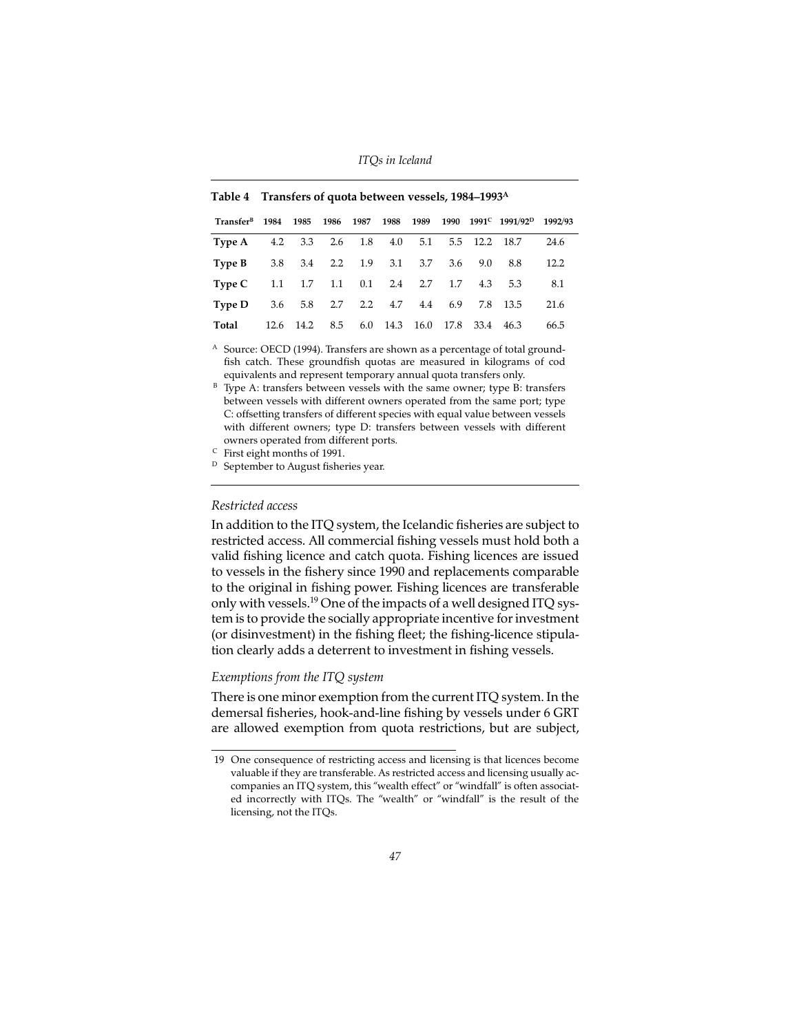**Table 4 Transfers of quota between vessels, 1984–1993[A]**

| Transfer[B] | 1984 | 1985 | 1986 | 1987 | 1988 | 1989 | 1990 | 1991[C] | 1991/92[D] | 1992/93 |
|---|---|---|---|---|---|---|---|---|---|---|
| **Type A** | 4.2 | 3.3 | 2.6 | 1.8 | 4.0 | 5.1 | 5.5 | 12.2 | 18.7 | 24.6 |
| **Type B** | 3.8 | 3.4 | 2.2 | 1.9 | 3.1 | 3.7 | 3.6 | 9.0 | 8.8 | 12.2 |
| **Type C** | 1.1 | 1.7 | 1.1 | 0.1 | 2.4 | 2.7 | 1.7 | 4.3 | 5.3 | 8.1 |
| **Type D** | 3.6 | 5.8 | 2.7 | 2.2 | 4.7 | 4.4 | 6.9 | 7.8 | 13.5 | 21.6 |
| **Total** | 12.6 | 14.2 | 8.5 | 6.0 | 14.3 | 16.0 | 17.8 | 33.4 | 46.3 | 66.5 |

[A] Source: OECD (1994). Transfers are shown as a percentage of total groundfish catch. These groundfish quotas are measured in kilograms of cod equivalents and represent temporary annual quota transfers only.

[B] Type A: transfers between vessels with the same owner; type B: transfers between vessels with different owners operated from the same port; type C: offsetting transfers of different species with equal value between vessels with different owners; type D: transfers between vessels with different owners operated from different ports.

[C] First eight months of 1991.

[D] September to August fisheries year.

*Restricted access*

In addition to the ITQ system, the Icelandic fisheries are subject to restricted access. All commercial fishing vessels must hold both a valid fishing licence and catch quota. Fishing licences are issued to vessels in the fishery since 1990 and replacements comparable to the original in fishing power. Fishing licences are transferable only with vessels.[19] One of the impacts of a well designed ITQ system is to provide the socially appropriate incentive for investment (or disinvestment) in the fishing fleet; the fishing-licence stipulation clearly adds a deterrent to investment in fishing vessels.

*Exemptions from the ITQ system*

There is one minor exemption from the current ITQ system. In the demersal fisheries, hook-and-line fishing by vessels under 6 GRT are allowed exemption from quota restrictions, but are subject,

---

19 One consequence of restricting access and licensing is that licences become valuable if they are transferable. As restricted access and licensing usually accompanies an ITQ system, this "wealth effect" or "windfall" is often associated incorrectly with ITQs. The "wealth" or "windfall" is the result of the licensing, not the ITQs.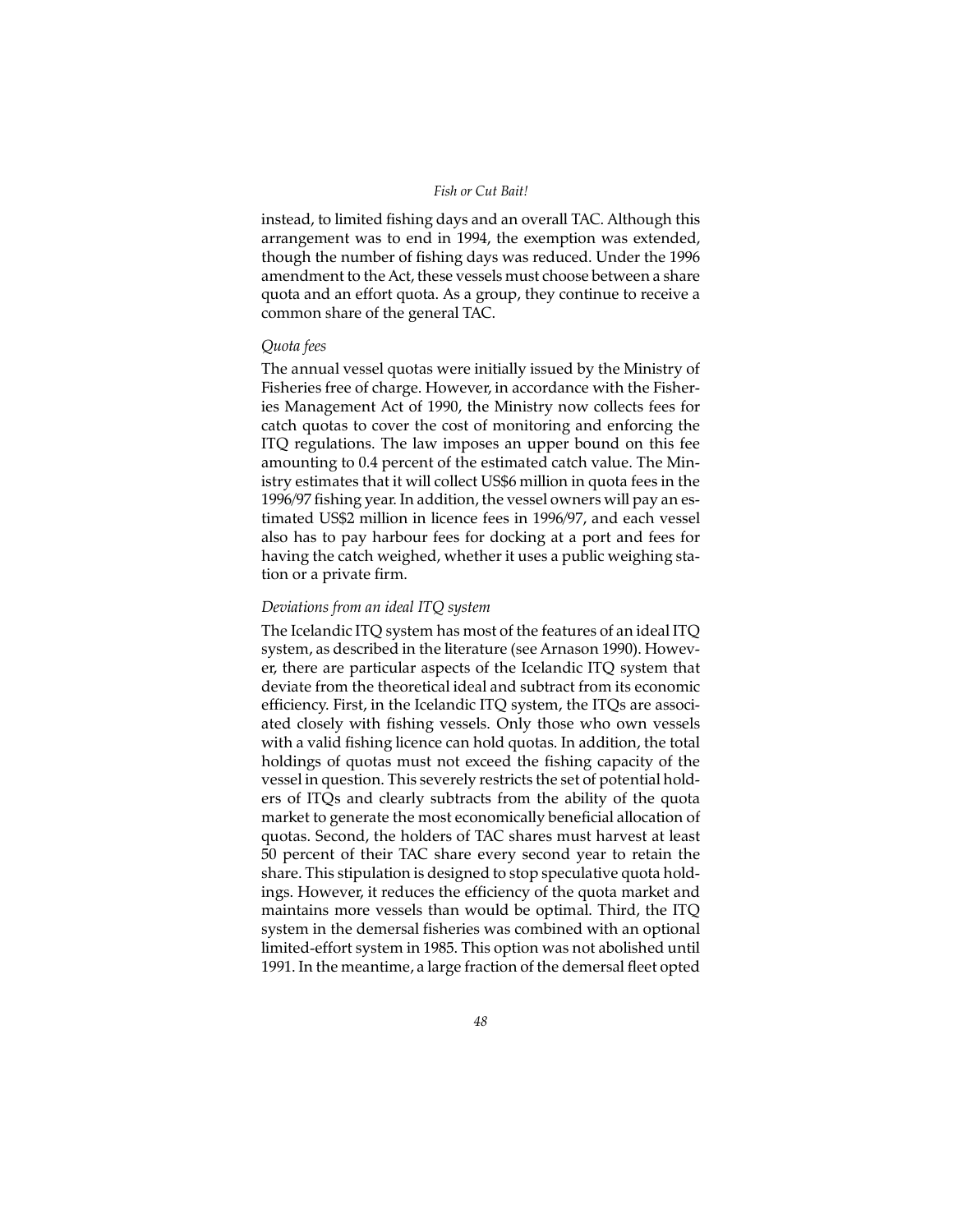instead, to limited fishing days and an overall TAC. Although this arrangement was to end in 1994, the exemption was extended, though the number of fishing days was reduced. Under the 1996 amendment to the Act, these vessels must choose between a share quota and an effort quota. As a group, they continue to receive a common share of the general TAC.

*Quota fees*

The annual vessel quotas were initially issued by the Ministry of Fisheries free of charge. However, in accordance with the Fisheries Management Act of 1990, the Ministry now collects fees for catch quotas to cover the cost of monitoring and enforcing the ITQ regulations. The law imposes an upper bound on this fee amounting to 0.4 percent of the estimated catch value. The Ministry estimates that it will collect US$6 million in quota fees in the 1996/97 fishing year. In addition, the vessel owners will pay an estimated US$2 million in licence fees in 1996/97, and each vessel also has to pay harbour fees for docking at a port and fees for having the catch weighed, whether it uses a public weighing station or a private firm.

*Deviations from an ideal ITQ system*

The Icelandic ITQ system has most of the features of an ideal ITQ system, as described in the literature (see Arnason 1990). However, there are particular aspects of the Icelandic ITQ system that deviate from the theoretical ideal and subtract from its economic efficiency. First, in the Icelandic ITQ system, the ITQs are associated closely with fishing vessels. Only those who own vessels with a valid fishing licence can hold quotas. In addition, the total holdings of quotas must not exceed the fishing capacity of the vessel in question. This severely restricts the set of potential holders of ITQs and clearly subtracts from the ability of the quota market to generate the most economically beneficial allocation of quotas. Second, the holders of TAC shares must harvest at least 50 percent of their TAC share every second year to retain the share. This stipulation is designed to stop speculative quota holdings. However, it reduces the efficiency of the quota market and maintains more vessels than would be optimal. Third, the ITQ system in the demersal fisheries was combined with an optional limited-effort system in 1985. This option was not abolished until 1991. In the meantime, a large fraction of the demersal fleet opted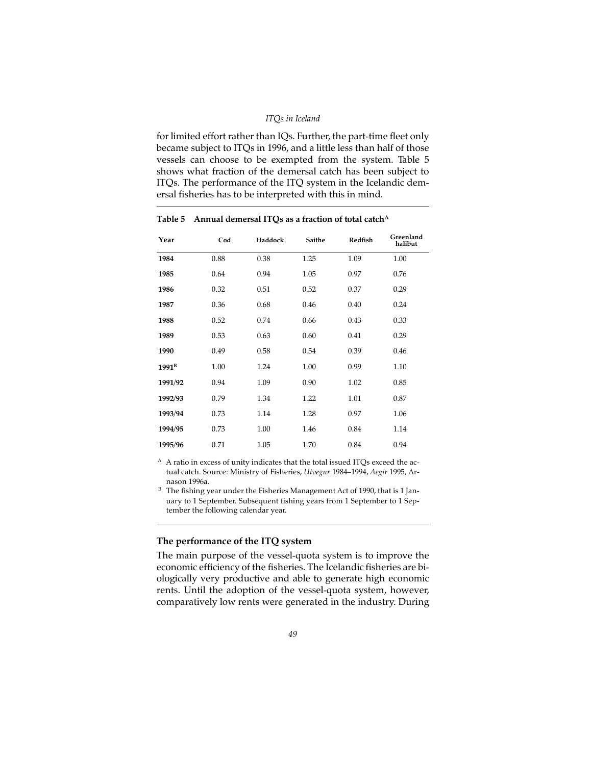for limited effort rather than IQs. Further, the part-time fleet only became subject to ITQs in 1996, and a little less than half of those vessels can choose to be exempted from the system. Table 5 shows what fraction of the demersal catch has been subject to ITQs. The performance of the ITQ system in the Icelandic demersal fisheries has to be interpreted with this in mind.

**Table 5 Annual demersal ITQs as a fraction of total catch[A]**

| Year | Cod | Haddock | Saithe | Redfish | Greenland halibut |
|---|---|---|---|---|---|
| **1984** | 0.88 | 0.38 | 1.25 | 1.09 | 1.00 |
| **1985** | 0.64 | 0.94 | 1.05 | 0.97 | 0.76 |
| **1986** | 0.32 | 0.51 | 0.52 | 0.37 | 0.29 |
| **1987** | 0.36 | 0.68 | 0.46 | 0.40 | 0.24 |
| **1988** | 0.52 | 0.74 | 0.66 | 0.43 | 0.33 |
| **1989** | 0.53 | 0.63 | 0.60 | 0.41 | 0.29 |
| **1990** | 0.49 | 0.58 | 0.54 | 0.39 | 0.46 |
| **1991[B]** | 1.00 | 1.24 | 1.00 | 0.99 | 1.10 |
| **1991/92** | 0.94 | 1.09 | 0.90 | 1.02 | 0.85 |
| **1992/93** | 0.79 | 1.34 | 1.22 | 1.01 | 0.87 |
| **1993/94** | 0.73 | 1.14 | 1.28 | 0.97 | 1.06 |
| **1994/95** | 0.73 | 1.00 | 1.46 | 0.84 | 1.14 |
| **1995/96** | 0.71 | 1.05 | 1.70 | 0.84 | 0.94 |

[A] A ratio in excess of unity indicates that the total issued ITQs exceed the actual catch. Source: Ministry of Fisheries, *Utvegur* 1984–1994, *Aegir* 1995, Arnason 1996a.

[B] The fishing year under the Fisheries Management Act of 1990, that is 1 January to 1 September. Subsequent fishing years from 1 September to 1 September the following calendar year.

### The performance of the ITQ system

The main purpose of the vessel-quota system is to improve the economic efficiency of the fisheries. The Icelandic fisheries are biologically very productive and able to generate high economic rents. Until the adoption of the vessel-quota system, however, comparatively low rents were generated in the industry. During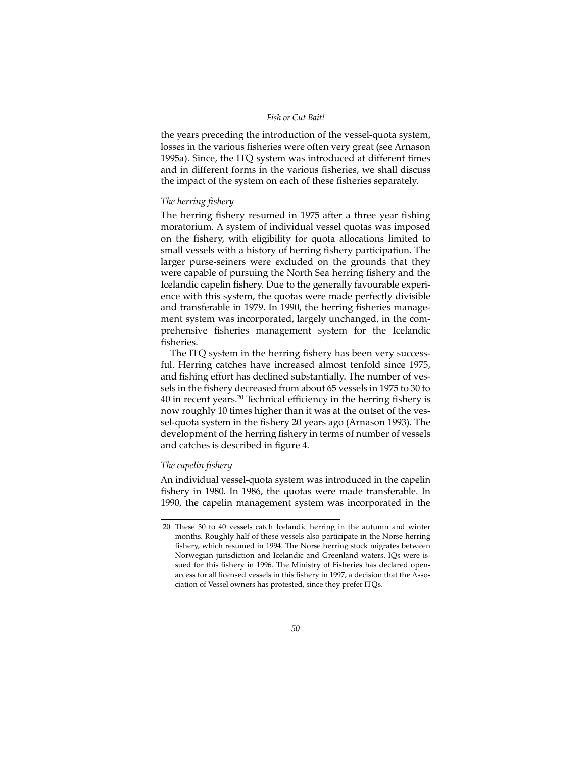the years preceding the introduction of the vessel-quota system, losses in the various fisheries were often very great (see Arnason 1995a). Since, the ITQ system was introduced at different times and in different forms in the various fisheries, we shall discuss the impact of the system on each of these fisheries separately.

*The herring fishery*

The herring fishery resumed in 1975 after a three year fishing moratorium. A system of individual vessel quotas was imposed on the fishery, with eligibility for quota allocations limited to small vessels with a history of herring fishery participation. The larger purse-seiners were excluded on the grounds that they were capable of pursuing the North Sea herring fishery and the Icelandic capelin fishery. Due to the generally favourable experience with this system, the quotas were made perfectly divisible and transferable in 1979. In 1990, the herring fisheries management system was incorporated, largely unchanged, in the comprehensive fisheries management system for the Icelandic fisheries.

The ITQ system in the herring fishery has been very successful. Herring catches have increased almost tenfold since 1975, and fishing effort has declined substantially. The number of vessels in the fishery decreased from about 65 vessels in 1975 to 30 to 40 in recent years.[20] Technical efficiency in the herring fishery is now roughly 10 times higher than it was at the outset of the vessel-quota system in the fishery 20 years ago (Arnason 1993). The development of the herring fishery in terms of number of vessels and catches is described in figure 4.

*The capelin fishery*

An individual vessel-quota system was introduced in the capelin fishery in 1980. In 1986, the quotas were made transferable. In 1990, the capelin management system was incorporated in the

---

20 These 30 to 40 vessels catch Icelandic herring in the autumn and winter months. Roughly half of these vessels also participate in the Norse herring fishery, which resumed in 1994. The Norse herring stock migrates between Norwegian jurisdiction and Icelandic and Greenland waters. IQs were issued for this fishery in 1996. The Ministry of Fisheries has declared open-access for all licensed vessels in this fishery in 1997, a decision that the Association of Vessel owners has protested, since they prefer ITQs.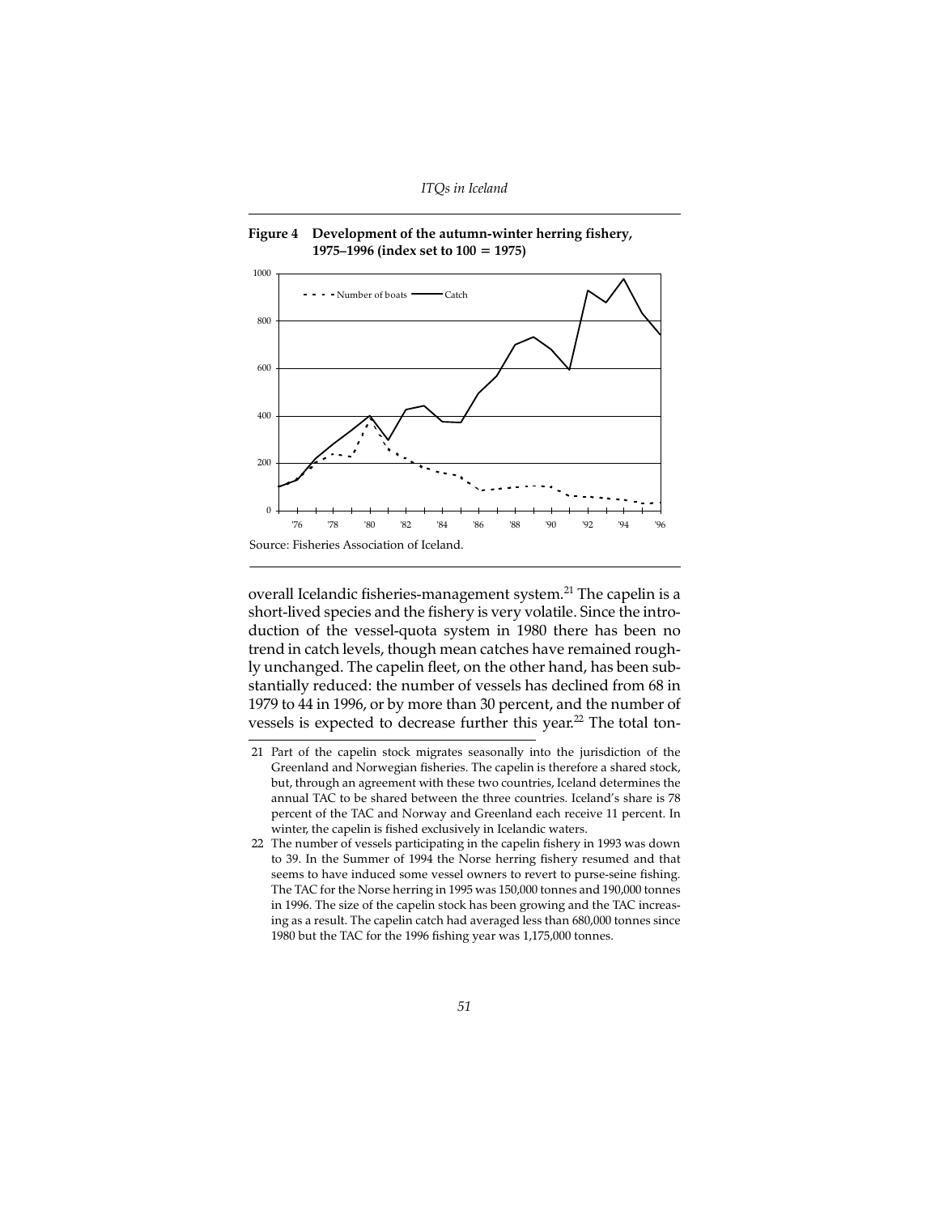**Figure 4 Development of the autumn-winter herring fishery, 1975–1996 (index set to 100 = 1975)**

Source: Fisheries Association of Iceland.

overall Icelandic fisheries-management system.[21] The capelin is a short-lived species and the fishery is very volatile. Since the introduction of the vessel-quota system in 1980 there has been no trend in catch levels, though mean catches have remained roughly unchanged. The capelin fleet, on the other hand, has been substantially reduced: the number of vessels has declined from 68 in 1979 to 44 in 1996, or by more than 30 percent, and the number of vessels is expected to decrease further this year.[22] The total ton-

---

21 Part of the capelin stock migrates seasonally into the jurisdiction of the Greenland and Norwegian fisheries. The capelin is therefore a shared stock, but, through an agreement with these two countries, Iceland determines the annual TAC to be shared between the three countries. Iceland's share is 78 percent of the TAC and Norway and Greenland each receive 11 percent. In winter, the capelin is fished exclusively in Icelandic waters.

22 The number of vessels participating in the capelin fishery in 1993 was down to 39. In the Summer of 1994 the Norse herring fishery resumed and that seems to have induced some vessel owners to revert to purse-seine fishing. The TAC for the Norse herring in 1995 was 150,000 tonnes and 190,000 tonnes in 1996. The size of the capelin stock has been growing and the TAC increasing as a result. The capelin catch had averaged less than 680,000 tonnes since 1980 but the TAC for the 1996 fishing year was 1,175,000 tonnes.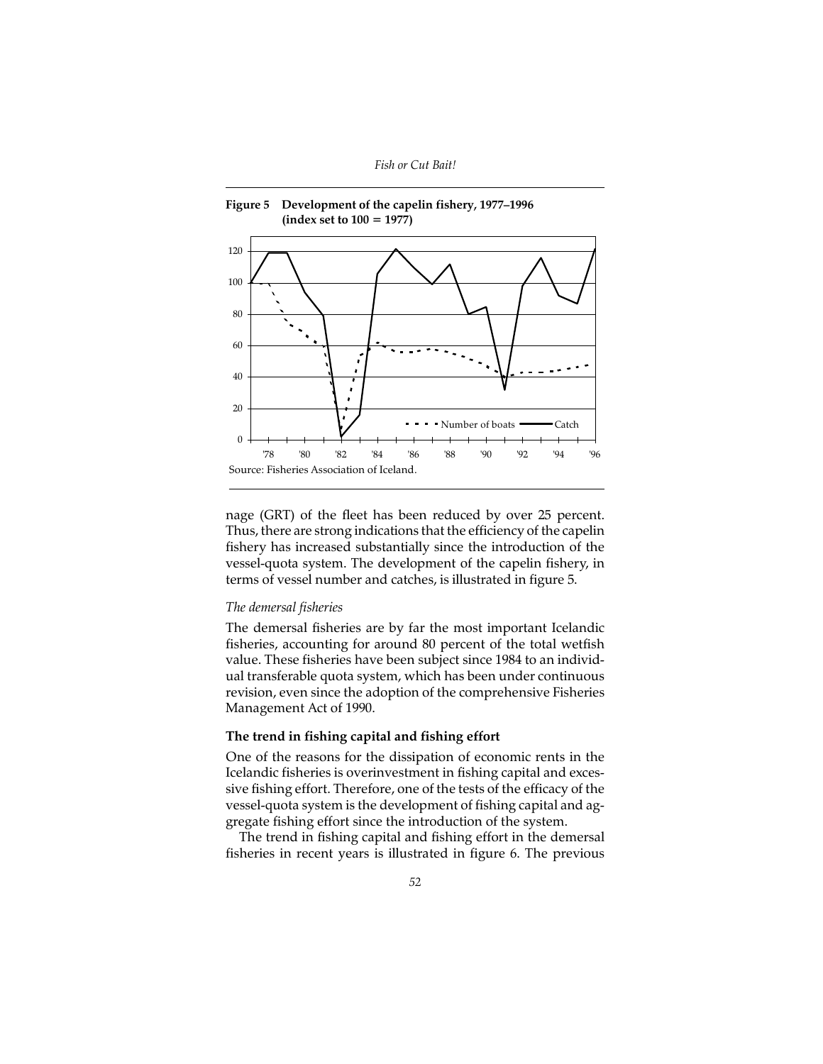**Figure 5 Development of the capelin fishery, 1977–1996 (index set to 100 = 1977)**

Source: Fisheries Association of Iceland.

nage (GRT) of the fleet has been reduced by over 25 percent. Thus, there are strong indications that the efficiency of the capelin fishery has increased substantially since the introduction of the vessel-quota system. The development of the capelin fishery, in terms of vessel number and catches, is illustrated in figure 5.

*The demersal fisheries*

The demersal fisheries are by far the most important Icelandic fisheries, accounting for around 80 percent of the total wetfish value. These fisheries have been subject since 1984 to an individual transferable quota system, which has been under continuous revision, even since the adoption of the comprehensive Fisheries Management Act of 1990.

### The trend in fishing capital and fishing effort

One of the reasons for the dissipation of economic rents in the Icelandic fisheries is overinvestment in fishing capital and excessive fishing effort. Therefore, one of the tests of the efficacy of the vessel-quota system is the development of fishing capital and aggregate fishing effort since the introduction of the system.

The trend in fishing capital and fishing effort in the demersal fisheries in recent years is illustrated in figure 6. The previous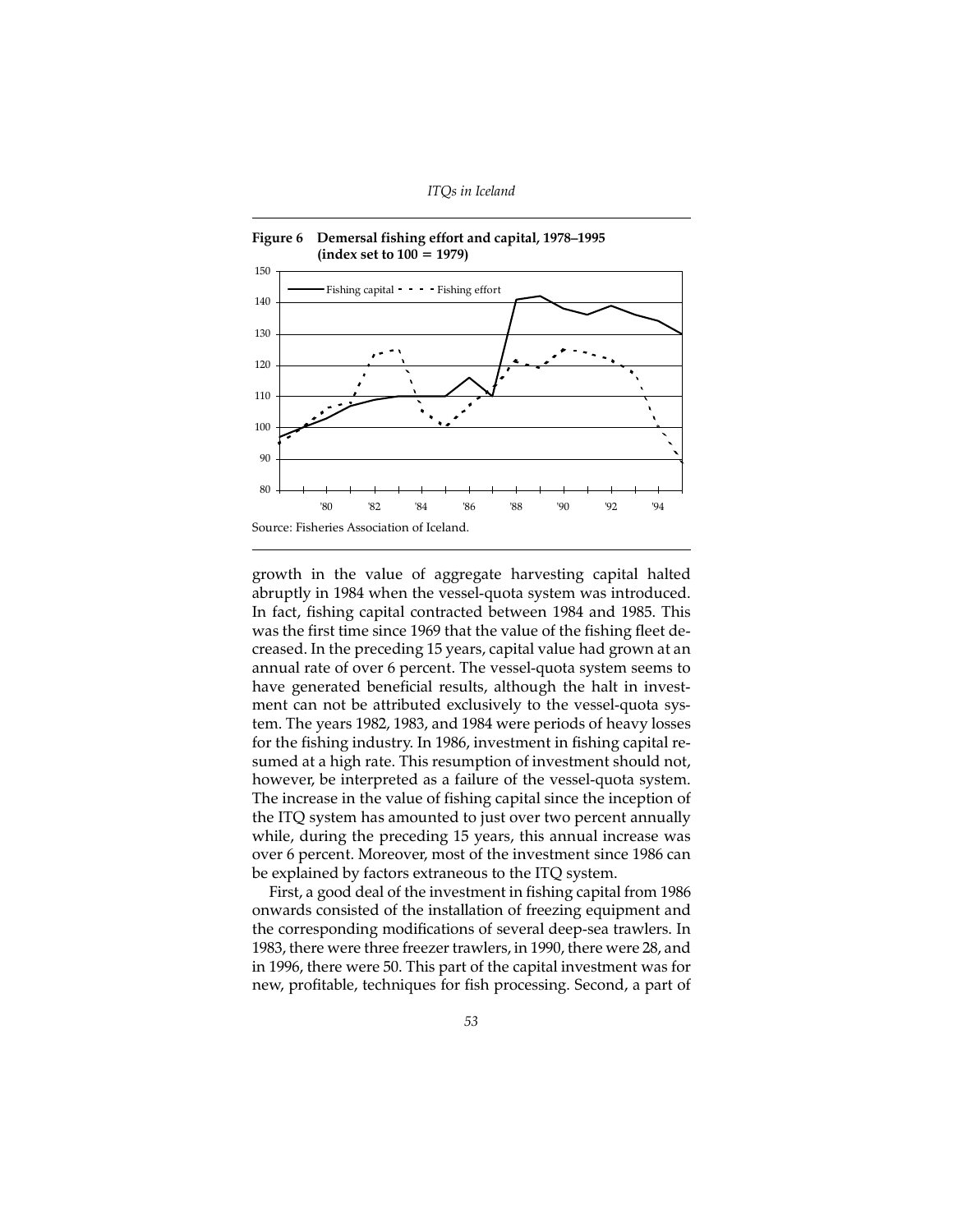**Figure 6 Demersal fishing effort and capital, 1978–1995 (index set to 100 = 1979)**

Source: Fisheries Association of Iceland.

growth in the value of aggregate harvesting capital halted abruptly in 1984 when the vessel-quota system was introduced. In fact, fishing capital contracted between 1984 and 1985. This was the first time since 1969 that the value of the fishing fleet decreased. In the preceding 15 years, capital value had grown at an annual rate of over 6 percent. The vessel-quota system seems to have generated beneficial results, although the halt in investment can not be attributed exclusively to the vessel-quota system. The years 1982, 1983, and 1984 were periods of heavy losses for the fishing industry. In 1986, investment in fishing capital resumed at a high rate. This resumption of investment should not, however, be interpreted as a failure of the vessel-quota system. The increase in the value of fishing capital since the inception of the ITQ system has amounted to just over two percent annually while, during the preceding 15 years, this annual increase was over 6 percent. Moreover, most of the investment since 1986 can be explained by factors extraneous to the ITQ system.

First, a good deal of the investment in fishing capital from 1986 onwards consisted of the installation of freezing equipment and the corresponding modifications of several deep-sea trawlers. In 1983, there were three freezer trawlers, in 1990, there were 28, and in 1996, there were 50. This part of the capital investment was for new, profitable, techniques for fish processing. Second, a part of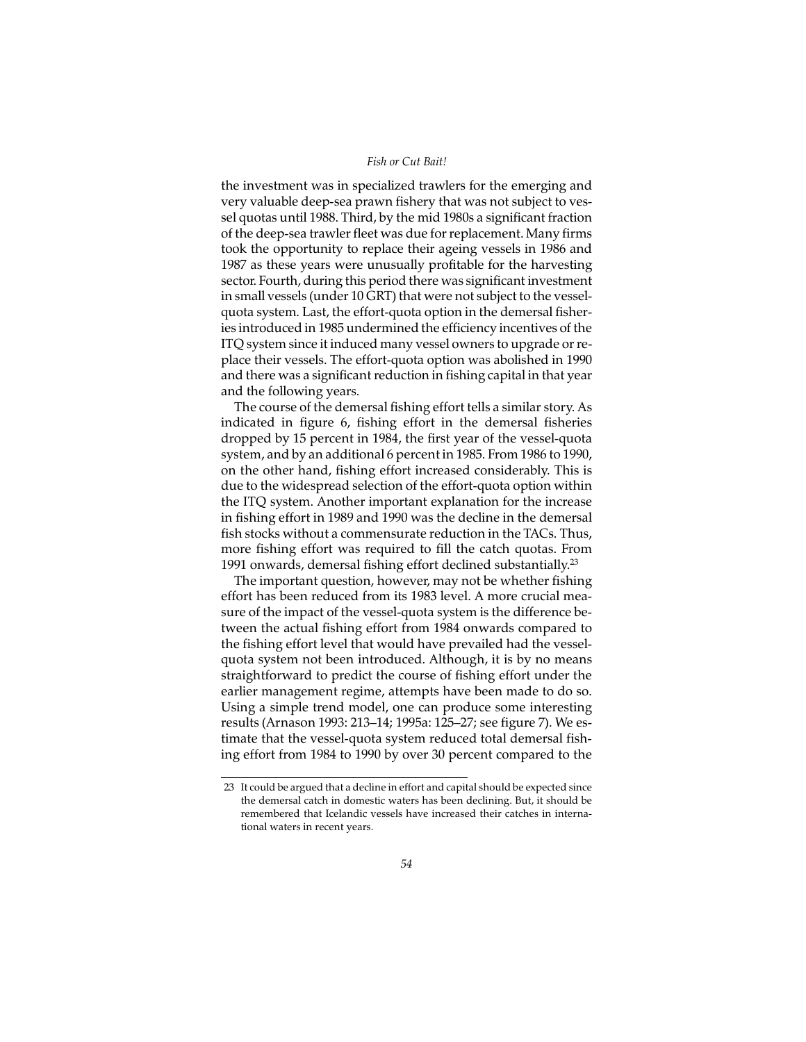the investment was in specialized trawlers for the emerging and very valuable deep-sea prawn fishery that was not subject to vessel quotas until 1988. Third, by the mid 1980s a significant fraction of the deep-sea trawler fleet was due for replacement. Many firms took the opportunity to replace their ageing vessels in 1986 and 1987 as these years were unusually profitable for the harvesting sector. Fourth, during this period there was significant investment in small vessels (under 10 GRT) that were not subject to the vessel-quota system. Last, the effort-quota option in the demersal fisheries introduced in 1985 undermined the efficiency incentives of the ITQ system since it induced many vessel owners to upgrade or replace their vessels. The effort-quota option was abolished in 1990 and there was a significant reduction in fishing capital in that year and the following years.

The course of the demersal fishing effort tells a similar story. As indicated in figure 6, fishing effort in the demersal fisheries dropped by 15 percent in 1984, the first year of the vessel-quota system, and by an additional 6 percent in 1985. From 1986 to 1990, on the other hand, fishing effort increased considerably. This is due to the widespread selection of the effort-quota option within the ITQ system. Another important explanation for the increase in fishing effort in 1989 and 1990 was the decline in the demersal fish stocks without a commensurate reduction in the TACs. Thus, more fishing effort was required to fill the catch quotas. From 1991 onwards, demersal fishing effort declined substantially.[23]

The important question, however, may not be whether fishing effort has been reduced from its 1983 level. A more crucial measure of the impact of the vessel-quota system is the difference between the actual fishing effort from 1984 onwards compared to the fishing effort level that would have prevailed had the vessel-quota system not been introduced. Although, it is by no means straightforward to predict the course of fishing effort under the earlier management regime, attempts have been made to do so. Using a simple trend model, one can produce some interesting results (Arnason 1993: 213–14; 1995a: 125–27; see figure 7). We estimate that the vessel-quota system reduced total demersal fishing effort from 1984 to 1990 by over 30 percent compared to the

---

23 It could be argued that a decline in effort and capital should be expected since the demersal catch in domestic waters has been declining. But, it should be remembered that Icelandic vessels have increased their catches in international waters in recent years.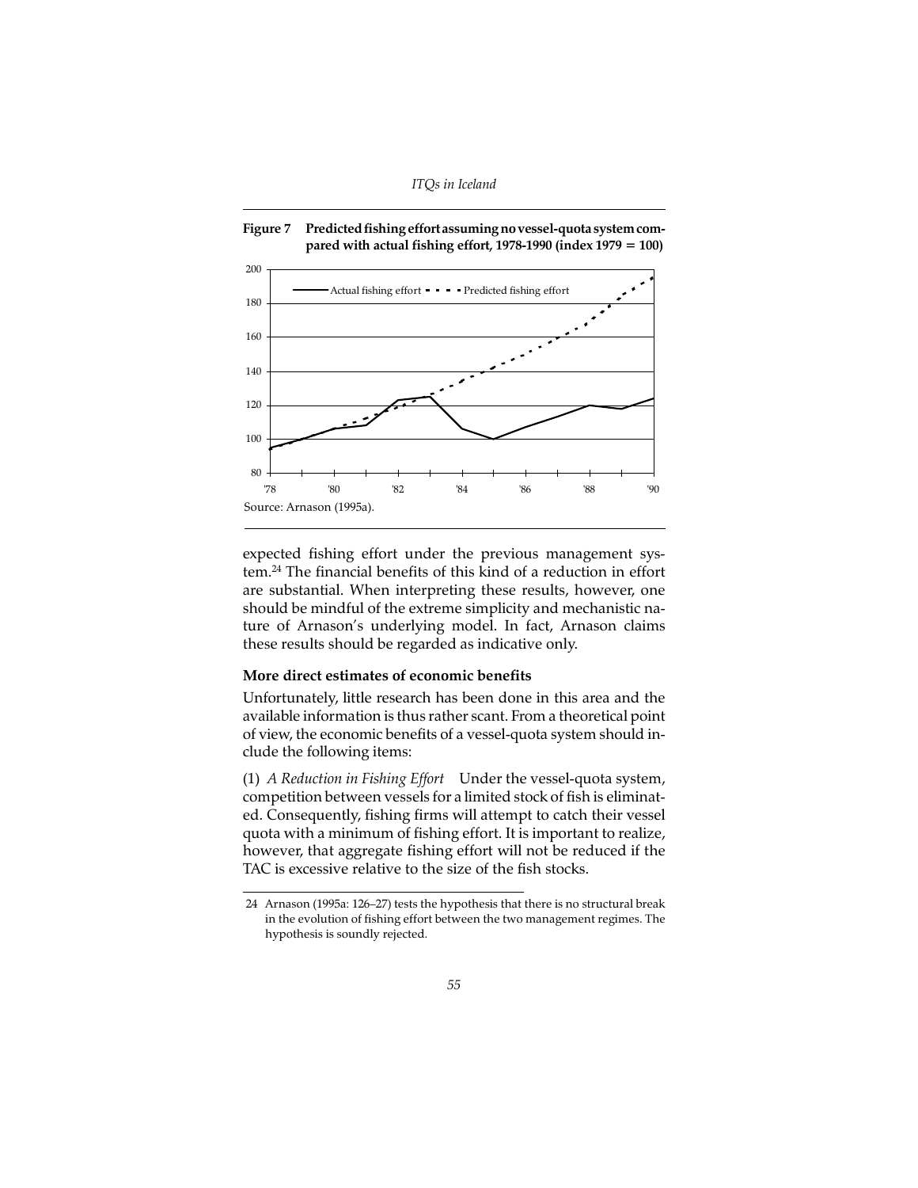**Figure 7 Predicted fishing effort assuming no vessel-quota system compared with actual fishing effort, 1978-1990 (index 1979 = 100)**

Source: Arnason (1995a).

expected fishing effort under the previous management system.[24] The financial benefits of this kind of a reduction in effort are substantial. When interpreting these results, however, one should be mindful of the extreme simplicity and mechanistic nature of Arnason's underlying model. In fact, Arnason claims these results should be regarded as indicative only.

### More direct estimates of economic benefits

Unfortunately, little research has been done in this area and the available information is thus rather scant. From a theoretical point of view, the economic benefits of a vessel-quota system should include the following items:

(1) *A Reduction in Fishing Effort* Under the vessel-quota system, competition between vessels for a limited stock of fish is eliminated. Consequently, fishing firms will attempt to catch their vessel quota with a minimum of fishing effort. It is important to realize, however, that aggregate fishing effort will not be reduced if the TAC is excessive relative to the size of the fish stocks.

---

24 Arnason (1995a: 126–27) tests the hypothesis that there is no structural break in the evolution of fishing effort between the two management regimes. The hypothesis is soundly rejected.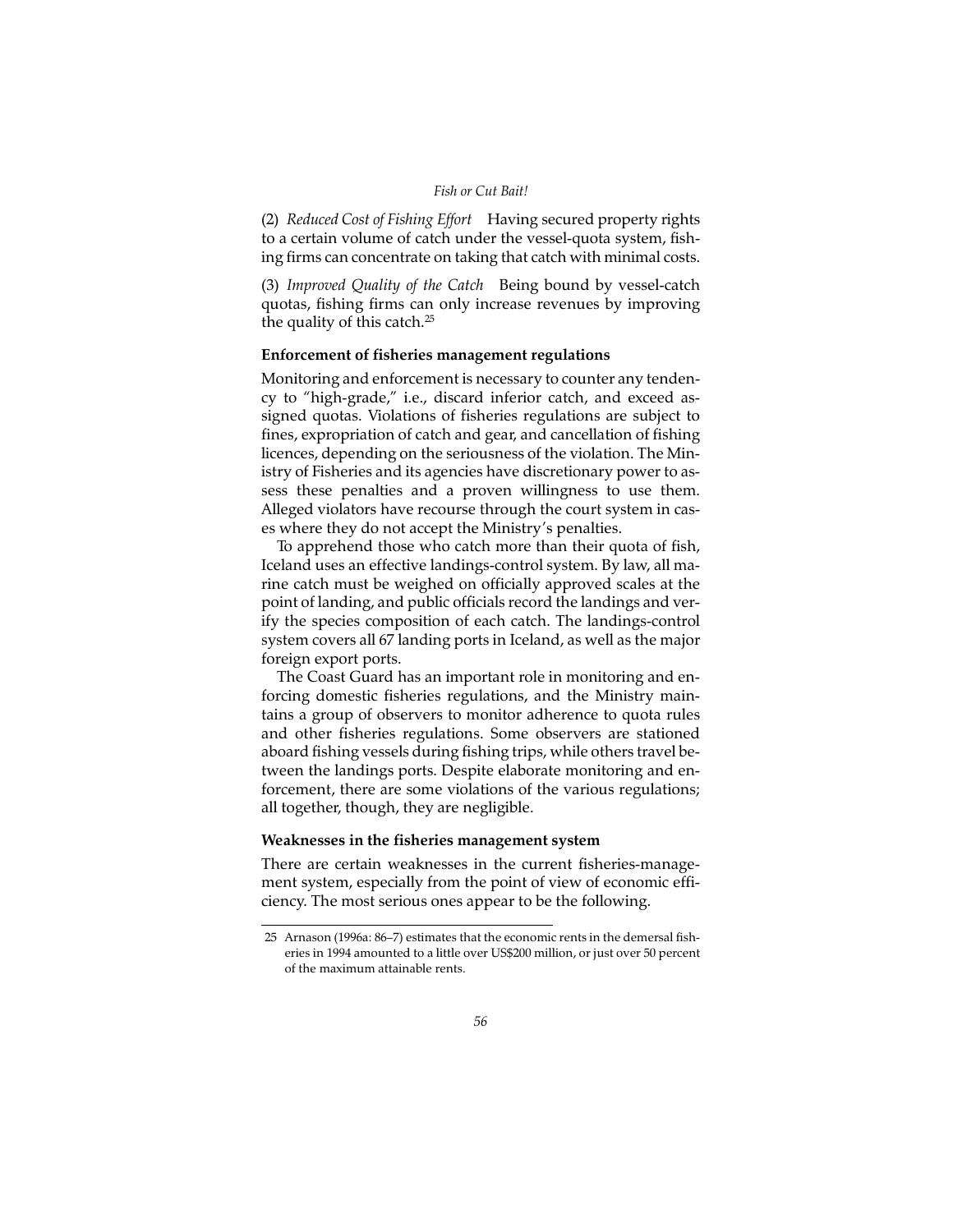(2) *Reduced Cost of Fishing Effort* Having secured property rights to a certain volume of catch under the vessel-quota system, fishing firms can concentrate on taking that catch with minimal costs.

(3) *Improved Quality of the Catch* Being bound by vessel-catch quotas, fishing firms can only increase revenues by improving the quality of this catch.[25]

### Enforcement of fisheries management regulations

Monitoring and enforcement is necessary to counter any tendency to "high-grade," i.e., discard inferior catch, and exceed assigned quotas. Violations of fisheries regulations are subject to fines, expropriation of catch and gear, and cancellation of fishing licences, depending on the seriousness of the violation. The Ministry of Fisheries and its agencies have discretionary power to assess these penalties and a proven willingness to use them. Alleged violators have recourse through the court system in cases where they do not accept the Ministry's penalties.

To apprehend those who catch more than their quota of fish, Iceland uses an effective landings-control system. By law, all marine catch must be weighed on officially approved scales at the point of landing, and public officials record the landings and verify the species composition of each catch. The landings-control system covers all 67 landing ports in Iceland, as well as the major foreign export ports.

The Coast Guard has an important role in monitoring and enforcing domestic fisheries regulations, and the Ministry maintains a group of observers to monitor adherence to quota rules and other fisheries regulations. Some observers are stationed aboard fishing vessels during fishing trips, while others travel between the landings ports. Despite elaborate monitoring and enforcement, there are some violations of the various regulations; all together, though, they are negligible.

### Weaknesses in the fisheries management system

There are certain weaknesses in the current fisheries-management system, especially from the point of view of economic efficiency. The most serious ones appear to be the following.

---

25 Arnason (1996a: 86–7) estimates that the economic rents in the demersal fisheries in 1994 amounted to a little over US$200 million, or just over 50 percent of the maximum attainable rents.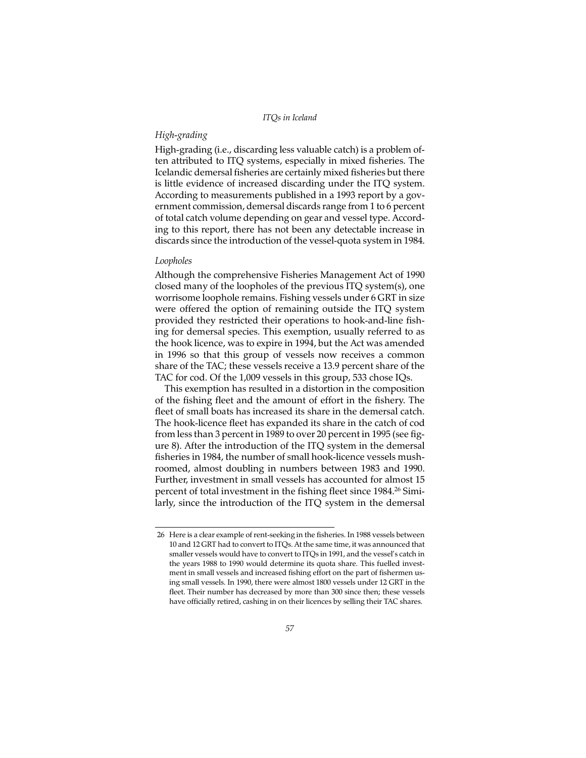### *High-grading*

High-grading (i.e., discarding less valuable catch) is a problem often attributed to ITQ systems, especially in mixed fisheries. The Icelandic demersal fisheries are certainly mixed fisheries but there is little evidence of increased discarding under the ITQ system. According to measurements published in a 1993 report by a government commission, demersal discards range from 1 to 6 percent of total catch volume depending on gear and vessel type. According to this report, there has not been any detectable increase in discards since the introduction of the vessel-quota system in 1984.

### *Loopholes*

Although the comprehensive Fisheries Management Act of 1990 closed many of the loopholes of the previous ITQ system(s), one worrisome loophole remains. Fishing vessels under 6 GRT in size were offered the option of remaining outside the ITQ system provided they restricted their operations to hook-and-line fishing for demersal species. This exemption, usually referred to as the hook licence, was to expire in 1994, but the Act was amended in 1996 so that this group of vessels now receives a common share of the TAC; these vessels receive a 13.9 percent share of the TAC for cod. Of the 1,009 vessels in this group, 533 chose IQs.

This exemption has resulted in a distortion in the composition of the fishing fleet and the amount of effort in the fishery. The fleet of small boats has increased its share in the demersal catch. The hook-licence fleet has expanded its share in the catch of cod from less than 3 percent in 1989 to over 20 percent in 1995 (see figure 8). After the introduction of the ITQ system in the demersal fisheries in 1984, the number of small hook-licence vessels mushroomed, almost doubling in numbers between 1983 and 1990. Further, investment in small vessels has accounted for almost 15 percent of total investment in the fishing fleet since 1984.[26] Similarly, since the introduction of the ITQ system in the demersal

---

26 Here is a clear example of rent-seeking in the fisheries. In 1988 vessels between 10 and 12 GRT had to convert to ITQs. At the same time, it was announced that smaller vessels would have to convert to ITQs in 1991, and the vessel's catch in the years 1988 to 1990 would determine its quota share. This fuelled investment in small vessels and increased fishing effort on the part of fishermen using small vessels. In 1990, there were almost 1800 vessels under 12 GRT in the fleet. Their number has decreased by more than 300 since then; these vessels have officially retired, cashing in on their licences by selling their TAC shares.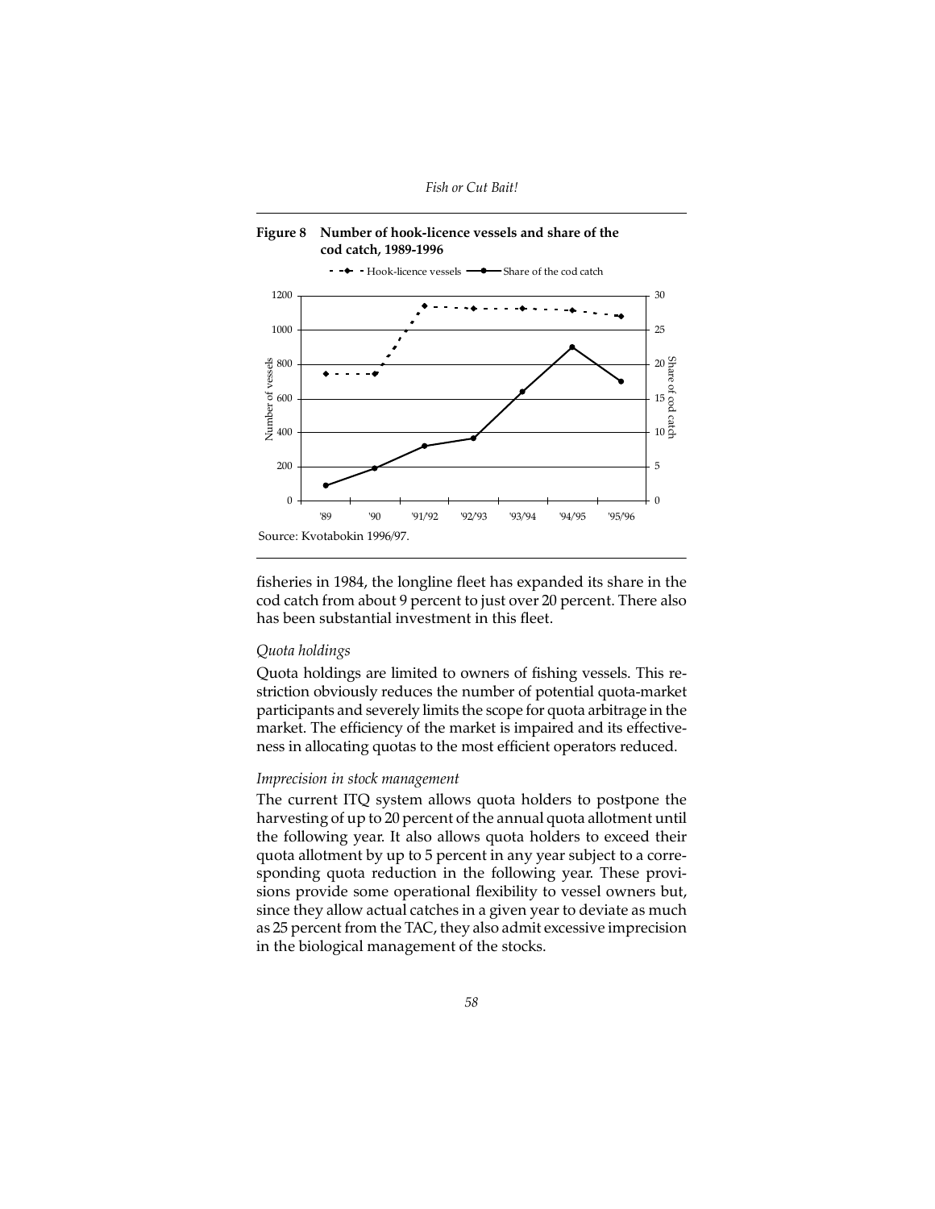**Figure 8 Number of hook-licence vessels and share of the cod catch, 1989-1996**

Source: Kvotabokin 1996/97.

fisheries in 1984, the longline fleet has expanded its share in the cod catch from about 9 percent to just over 20 percent. There also has been substantial investment in this fleet.

*Quota holdings*

Quota holdings are limited to owners of fishing vessels. This restriction obviously reduces the number of potential quota-market participants and severely limits the scope for quota arbitrage in the market. The efficiency of the market is impaired and its effectiveness in allocating quotas to the most efficient operators reduced.

*Imprecision in stock management*

The current ITQ system allows quota holders to postpone the harvesting of up to 20 percent of the annual quota allotment until the following year. It also allows quota holders to exceed their quota allotment by up to 5 percent in any year subject to a corresponding quota reduction in the following year. These provisions provide some operational flexibility to vessel owners but, since they allow actual catches in a given year to deviate as much as 25 percent from the TAC, they also admit excessive imprecision in the biological management of the stocks.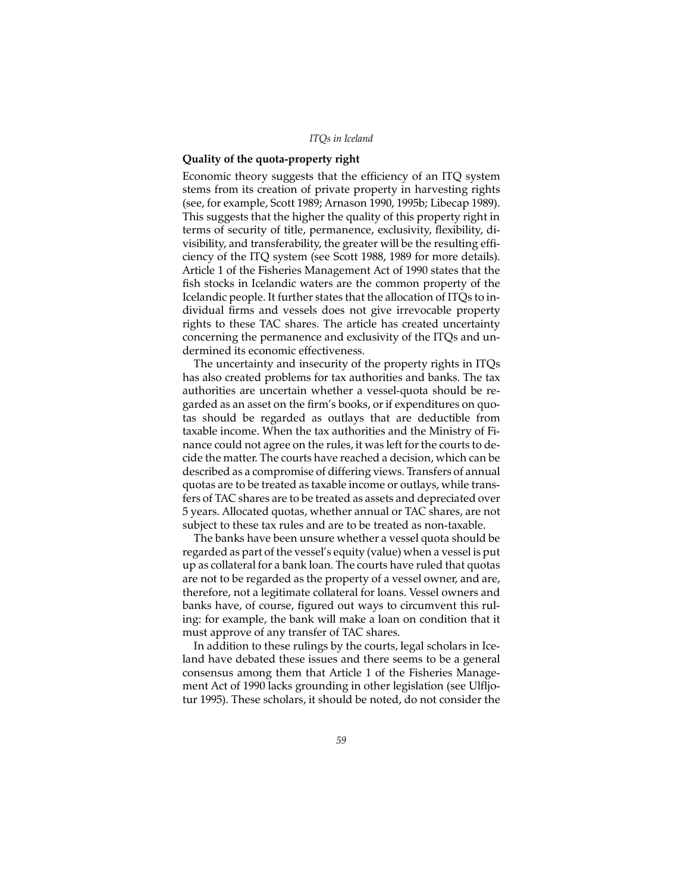## Quality of the quota-property right

Economic theory suggests that the efficiency of an ITQ system stems from its creation of private property in harvesting rights (see, for example, Scott 1989; Arnason 1990, 1995b; Libecap 1989). This suggests that the higher the quality of this property right in terms of security of title, permanence, exclusivity, flexibility, divisibility, and transferability, the greater will be the resulting efficiency of the ITQ system (see Scott 1988, 1989 for more details). Article 1 of the Fisheries Management Act of 1990 states that the fish stocks in Icelandic waters are the common property of the Icelandic people. It further states that the allocation of ITQs to individual firms and vessels does not give irrevocable property rights to these TAC shares. The article has created uncertainty concerning the permanence and exclusivity of the ITQs and undermined its economic effectiveness.

The uncertainty and insecurity of the property rights in ITQs has also created problems for tax authorities and banks. The tax authorities are uncertain whether a vessel-quota should be regarded as an asset on the firm's books, or if expenditures on quotas should be regarded as outlays that are deductible from taxable income. When the tax authorities and the Ministry of Finance could not agree on the rules, it was left for the courts to decide the matter. The courts have reached a decision, which can be described as a compromise of differing views. Transfers of annual quotas are to be treated as taxable income or outlays, while transfers of TAC shares are to be treated as assets and depreciated over 5 years. Allocated quotas, whether annual or TAC shares, are not subject to these tax rules and are to be treated as non-taxable.

The banks have been unsure whether a vessel quota should be regarded as part of the vessel's equity (value) when a vessel is put up as collateral for a bank loan. The courts have ruled that quotas are not to be regarded as the property of a vessel owner, and are, therefore, not a legitimate collateral for loans. Vessel owners and banks have, of course, figured out ways to circumvent this ruling: for example, the bank will make a loan on condition that it must approve of any transfer of TAC shares.

In addition to these rulings by the courts, legal scholars in Iceland have debated these issues and there seems to be a general consensus among them that Article 1 of the Fisheries Management Act of 1990 lacks grounding in other legislation (see Ulfljotur 1995). These scholars, it should be noted, do not consider the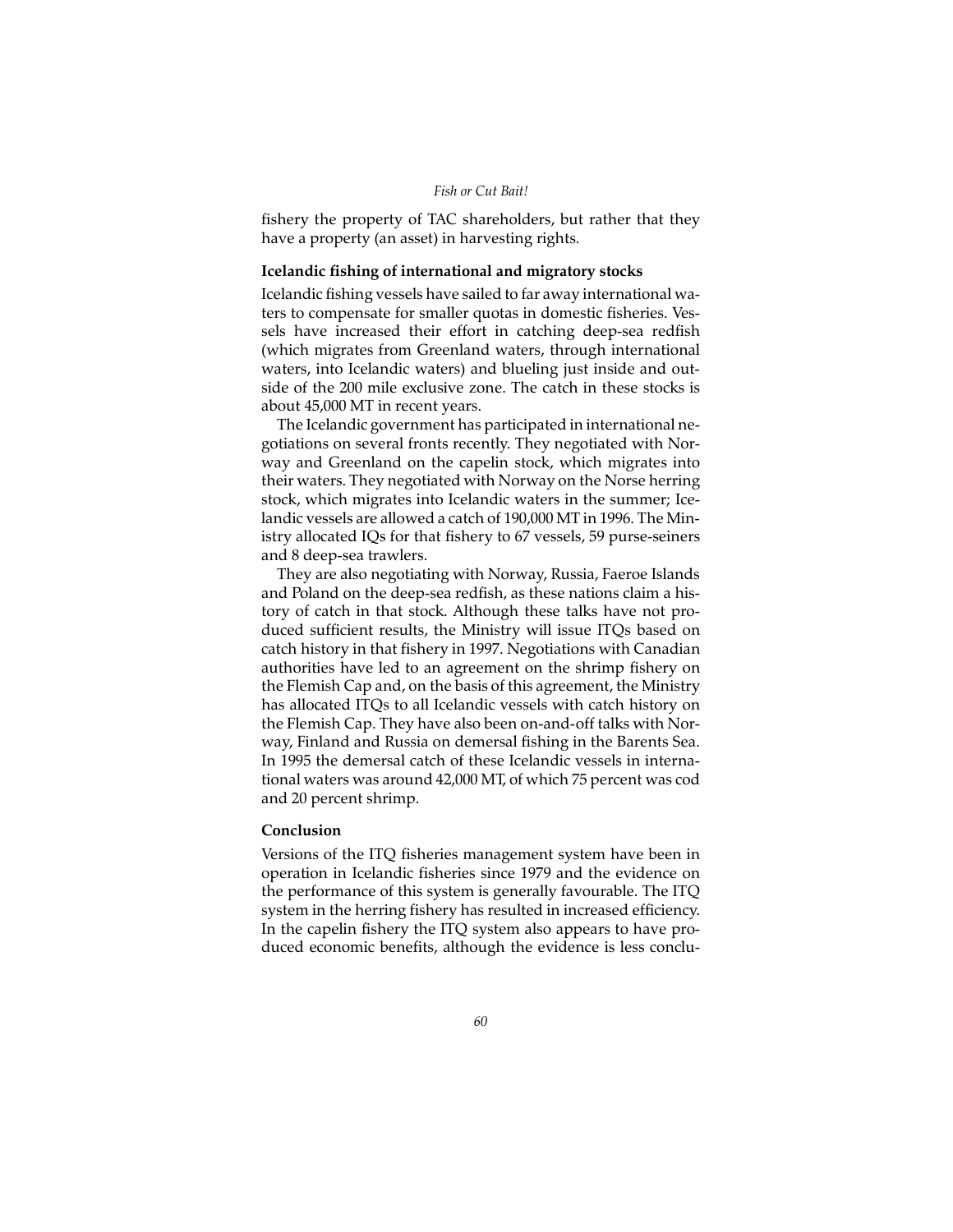fishery the property of TAC shareholders, but rather that they have a property (an asset) in harvesting rights.

### Icelandic fishing of international and migratory stocks

Icelandic fishing vessels have sailed to far away international waters to compensate for smaller quotas in domestic fisheries. Vessels have increased their effort in catching deep-sea redfish (which migrates from Greenland waters, through international waters, into Icelandic waters) and blueling just inside and outside of the 200 mile exclusive zone. The catch in these stocks is about 45,000 MT in recent years.

The Icelandic government has participated in international negotiations on several fronts recently. They negotiated with Norway and Greenland on the capelin stock, which migrates into their waters. They negotiated with Norway on the Norse herring stock, which migrates into Icelandic waters in the summer; Icelandic vessels are allowed a catch of 190,000 MT in 1996. The Ministry allocated IQs for that fishery to 67 vessels, 59 purse-seiners and 8 deep-sea trawlers.

They are also negotiating with Norway, Russia, Faeroe Islands and Poland on the deep-sea redfish, as these nations claim a history of catch in that stock. Although these talks have not produced sufficient results, the Ministry will issue ITQs based on catch history in that fishery in 1997. Negotiations with Canadian authorities have led to an agreement on the shrimp fishery on the Flemish Cap and, on the basis of this agreement, the Ministry has allocated ITQs to all Icelandic vessels with catch history on the Flemish Cap. They have also been on-and-off talks with Norway, Finland and Russia on demersal fishing in the Barents Sea. In 1995 the demersal catch of these Icelandic vessels in international waters was around 42,000 MT, of which 75 percent was cod and 20 percent shrimp.

### Conclusion

Versions of the ITQ fisheries management system have been in operation in Icelandic fisheries since 1979 and the evidence on the performance of this system is generally favourable. The ITQ system in the herring fishery has resulted in increased efficiency. In the capelin fishery the ITQ system also appears to have produced economic benefits, although the evidence is less conclu-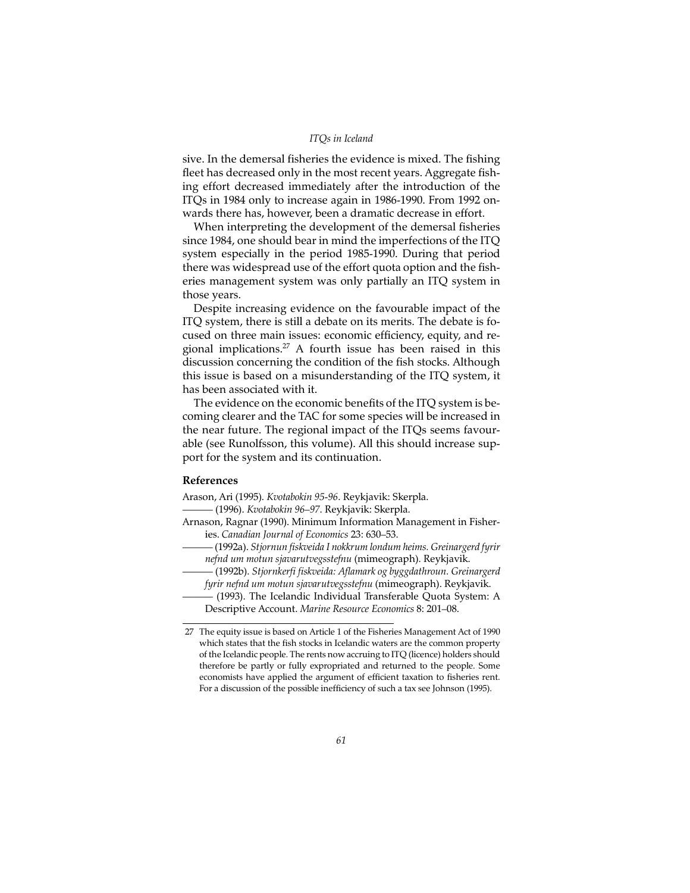sive. In the demersal fisheries the evidence is mixed. The fishing fleet has decreased only in the most recent years. Aggregate fishing effort decreased immediately after the introduction of the ITQs in 1984 only to increase again in 1986-1990. From 1992 onwards there has, however, been a dramatic decrease in effort.

When interpreting the development of the demersal fisheries since 1984, one should bear in mind the imperfections of the ITQ system especially in the period 1985-1990. During that period there was widespread use of the effort quota option and the fisheries management system was only partially an ITQ system in those years.

Despite increasing evidence on the favourable impact of the ITQ system, there is still a debate on its merits. The debate is focused on three main issues: economic efficiency, equity, and regional implications.[27] A fourth issue has been raised in this discussion concerning the condition of the fish stocks. Although this issue is based on a misunderstanding of the ITQ system, it has been associated with it.

The evidence on the economic benefits of the ITQ system is becoming clearer and the TAC for some species will be increased in the near future. The regional impact of the ITQs seems favourable (see Runolfsson, this volume). All this should increase support for the system and its continuation.

## References

Arason, Ari (1995). *Kvotabokin 95-96*. Reykjavik: Skerpla.

——— (1996). *Kvotabokin 96–97*. Reykjavik: Skerpla.

Arnason, Ragnar (1990). Minimum Information Management in Fisheries. *Canadian Journal of Economics* 23: 630–53.

——— (1992a). *Stjornun fiskveida I nokkrum londum heims. Greinargerd fyrir nefnd um motun sjavarutvegsstefnu* (mimeograph). Reykjavik.

——— (1992b). *Stjornkerfi fiskveida: Aflamark og byggdathroun. Greinargerd fyrir nefnd um motun sjavarutvegsstefnu* (mimeograph). Reykjavik.

——— (1993). The Icelandic Individual Transferable Quota System: A Descriptive Account. *Marine Resource Economics* 8: 201–08.

---

27 The equity issue is based on Article 1 of the Fisheries Management Act of 1990 which states that the fish stocks in Icelandic waters are the common property of the Icelandic people. The rents now accruing to ITQ (licence) holders should therefore be partly or fully expropriated and returned to the people. Some economists have applied the argument of efficient taxation to fisheries rent. For a discussion of the possible inefficiency of such a tax see Johnson (1995).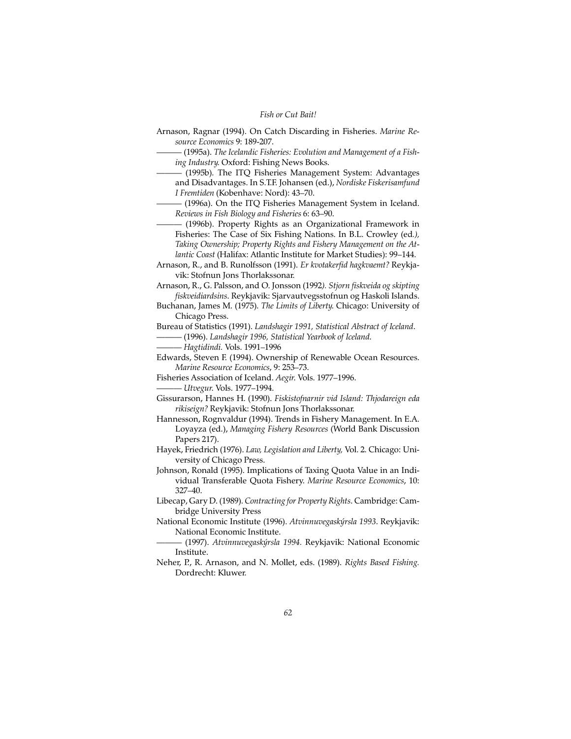Arnason, Ragnar (1994). On Catch Discarding in Fisheries. *Marine Resource Economics* 9: 189-207.

——— (1995a). *The Icelandic Fisheries: Evolution and Management of a Fishing Industry*. Oxford: Fishing News Books.

——— (1995b). The ITQ Fisheries Management System: Advantages and Disadvantages. In S.T.F. Johansen (ed.), *Nordiske Fiskerisamfund I Fremtiden* (Kobenhave: Nord): 43–70.

——— (1996a). On the ITQ Fisheries Management System in Iceland. *Reviews in Fish Biology and Fisheries* 6: 63–90.

——— (1996b). Property Rights as an Organizational Framework in Fisheries: The Case of Six Fishing Nations. In B.L. Crowley (ed.), *Taking Ownership; Property Rights and Fishery Management on the Atlantic Coast* (Halifax: Atlantic Institute for Market Studies): 99–144.

Arnason, R., and B. Runolfsson (1991). *Er kvotakerfid hagkvaemt?* Reykjavik: Stofnun Jons Thorlakssonar.

Arnason, R., G. Palsson, and O. Jonsson (1992). *Stjorn fiskveida og skipting fiskveidiardsins*. Reykjavik: Sjarvautvegsstofnun og Haskoli Islands.

Buchanan, James M. (1975). *The Limits of Liberty*. Chicago: University of Chicago Press.

Bureau of Statistics (1991). *Landshagir 1991, Statistical Abstract of Iceland*.

——— (1996). *Landshagir 1996, Statistical Yearbook of Iceland*.

——— *Hagtidindi*. Vols. 1991–1996

Edwards, Steven F. (1994). Ownership of Renewable Ocean Resources. *Marine Resource Economics*, 9: 253–73.

Fisheries Association of Iceland. *Aegir*. Vols. 1977–1996.

——— *Utvegur*. Vols. 1977–1994.

Gissurarson, Hannes H. (1990). *Fiskistofnarnir vid Island: Thjodareign eda rikiseign?* Reykjavik: Stofnun Jons Thorlakssonar.

Hannesson, Rognvaldur (1994). Trends in Fishery Management. In E.A. Loyayza (ed.), *Managing Fishery Resources* (World Bank Discussion Papers 217).

Hayek, Friedrich (1976). *Law, Legislation and Liberty*, Vol. 2. Chicago: University of Chicago Press.

Johnson, Ronald (1995). Implications of Taxing Quota Value in an Individual Transferable Quota Fishery. *Marine Resource Economics*, 10: 327–40.

Libecap, Gary D. (1989). *Contracting for Property Rights*. Cambridge: Cambridge University Press

National Economic Institute (1996). *Atvinnuvegaskýrsla 1993*. Reykjavik: National Economic Institute.

——— (1997). *Atvinnuvegaskýrsla 1994*. Reykjavik: National Economic Institute.

Neher, P., R. Arnason, and N. Mollet, eds. (1989). *Rights Based Fishing*. Dordrecht: Kluwer.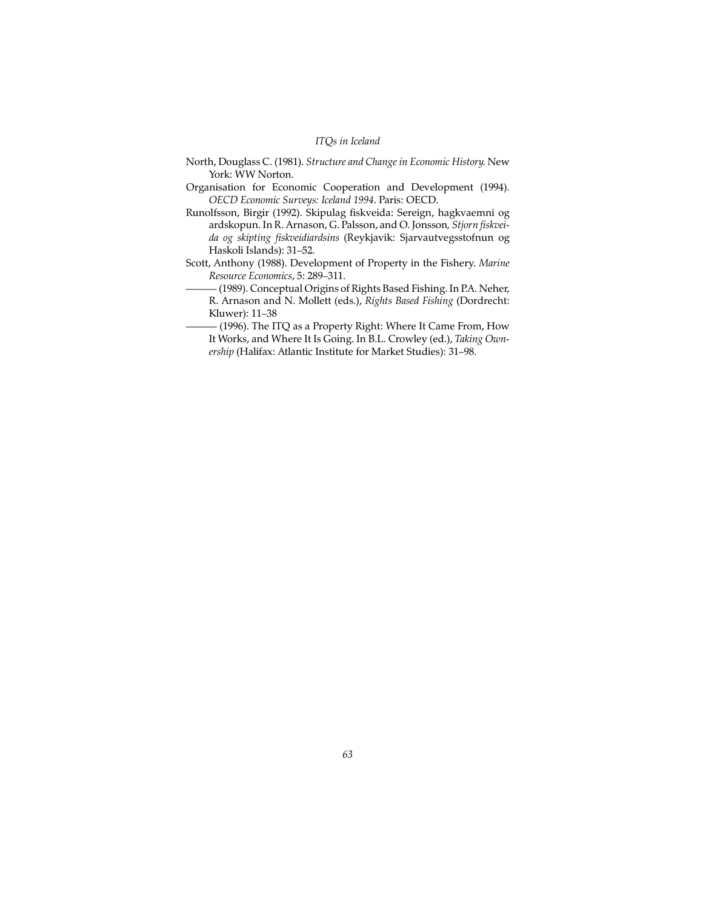North, Douglass C. (1981). *Structure and Change in Economic History*. New York: WW Norton.

Organisation for Economic Cooperation and Development (1994). *OECD Economic Surveys: Iceland 1994*. Paris: OECD.

Runolfsson, Birgir (1992). Skipulag fiskveida: Sereign, hagkvaemni og ardskopun. In R. Arnason, G. Palsson, and O. Jonsson, *Stjorn fiskveida og skipting fiskveidiardsins* (Reykjavik: Sjarvautvegsstofnun og Haskoli Islands): 31–52.

Scott, Anthony (1988). Development of Property in the Fishery. *Marine Resource Economics*, 5: 289–311.

——— (1989). Conceptual Origins of Rights Based Fishing. In P.A. Neher, R. Arnason and N. Mollett (eds.), *Rights Based Fishing* (Dordrecht: Kluwer): 11–38

——— (1996). The ITQ as a Property Right: Where It Came From, How It Works, and Where It Is Going. In B.L. Crowley (ed.), *Taking Ownership* (Halifax: Atlantic Institute for Market Studies): 31–98.